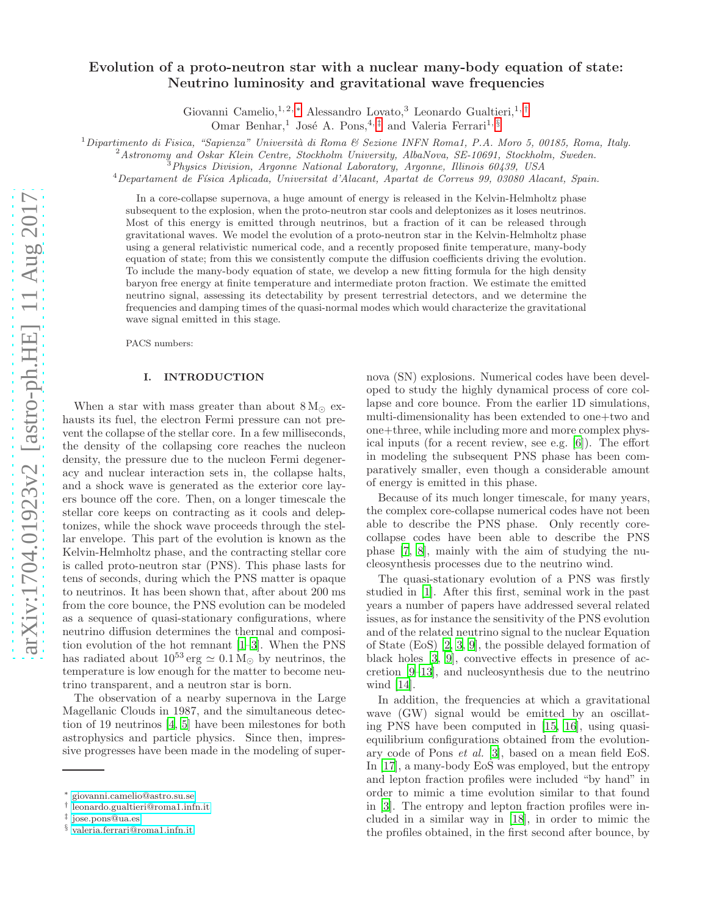# Evolution of a proto-neutron star with a nuclear many-body equation of state: Neutrino luminosity and gravitational wave frequencies

Giovanni Camelio,[1,2,*] Alessandro Lovato,[3] Leonardo Gualtieri,[1,†] Omar Benhar,[1] José A. Pons,[4,‡] and Valeria Ferrari[1,§]

[1] *Dipartimento di Fisica, "Sapienza" Università di Roma & Sezione INFN Roma1, P.A. Moro 5, 00185, Roma, Italy.*
[2] *Astronomy and Oskar Klein Centre, Stockholm University, AlbaNova, SE-10691, Stockholm, Sweden.*
[3] *Physics Division, Argonne National Laboratory, Argonne, Illinois 60439, USA*
[4] *Departament de Física Aplicada, Universitat d'Alacant, Apartat de Correus 99, 03080 Alacant, Spain.*

In a core-collapse supernova, a huge amount of energy is released in the Kelvin-Helmholtz phase subsequent to the explosion, when the proto-neutron star cools and deleptonizes as it loses neutrinos. Most of this energy is emitted through neutrinos, but a fraction of it can be released through gravitational waves. We model the evolution of a proto-neutron star in the Kelvin-Helmholtz phase using a general relativistic numerical code, and a recently proposed finite temperature, many-body equation of state; from this we consistently compute the diffusion coefficients driving the evolution. To include the many-body equation of state, we develop a new fitting formula for the high density baryon free energy at finite temperature and intermediate proton fraction. We estimate the emitted neutrino signal, assessing its detectability by present terrestrial detectors, and we determine the frequencies and damping times of the quasi-normal modes which would characterize the gravitational wave signal emitted in this stage.

PACS numbers:

## I. INTRODUCTION

When a star with mass greater than about $8\,\mathrm{M}_\odot$ exhausts its fuel, the electron Fermi pressure can not prevent the collapse of the stellar core. In a few milliseconds, the density of the collapsing core reaches the nucleon density, the pressure due to the nucleon Fermi degeneracy and nuclear interaction sets in, the collapse halts, and a shock wave is generated as the exterior core layers bounce off the core. Then, on a longer timescale the stellar core keeps on contracting as it cools and deleptonizes, while the shock wave proceeds through the stellar envelope. This part of the evolution is known as the Kelvin-Helmholtz phase, and the contracting stellar core is called proto-neutron star (PNS). This phase lasts for tens of seconds, during which the PNS matter is opaque to neutrinos. It has been shown that, after about 200 ms from the core bounce, the PNS evolution can be modeled as a sequence of quasi-stationary configurations, where neutrino diffusion determines the thermal and composition evolution of the hot remnant [1–3]. When the PNS has radiated about $10^{53}\,\mathrm{erg} \simeq 0.1\,\mathrm{M}_\odot$ by neutrinos, the temperature is low enough for the matter to become neutrino transparent, and a neutron star is born.

The observation of a nearby supernova in the Large Magellanic Clouds in 1987, and the simultaneous detection of 19 neutrinos [4, 5] have been milestones for both astrophysics and particle physics. Since then, impressive progresses have been made in the modeling of supernova (SN) explosions. Numerical codes have been developed to study the highly dynamical process of core collapse and core bounce. From the earlier 1D simulations, multi-dimensionality has been extended to one+two and one+three, while including more and more complex physical inputs (for a recent review, see e.g. [6]). The effort in modeling the subsequent PNS phase has been comparatively smaller, even though a considerable amount of energy is emitted in this phase.

Because of its much longer timescale, for many years, the complex core-collapse numerical codes have not been able to describe the PNS phase. Only recently core-collapse codes have been able to describe the PNS phase [7, 8], mainly with the aim of studying the nucleosynthesis processes due to the neutrino wind.

The quasi-stationary evolution of a PNS was firstly studied in [1]. After this first, seminal work in the past years a number of papers have addressed several related issues, as for instance the sensitivity of the PNS evolution and of the related neutrino signal to the nuclear Equation of State (EoS) [2, 3, 9], the possible delayed formation of black holes [3, 9], convective effects in presence of accretion [9–13], and nucleosynthesis due to the neutrino wind [14].

In addition, the frequencies at which a gravitational wave (GW) signal would be emitted by an oscillating PNS have been computed in [15, 16], using quasi-equilibrium configurations obtained from the evolutionary code of Pons *et al.* [3], based on a mean field EoS. In [17], a many-body EoS was employed, but the entropy and lepton fraction profiles were included "by hand" in order to mimic a time evolution similar to that found in [3]. The entropy and lepton fraction profiles were included in a similar way in [18], in order to mimic the the profiles obtained, in the first second after bounce, by

---

[*] giovanni.camelio@astro.su.se
[†] leonardo.gualtieri@roma1.infn.it
[‡] jose.pons@ua.es
[§] valeria.ferrari@roma1.infn.it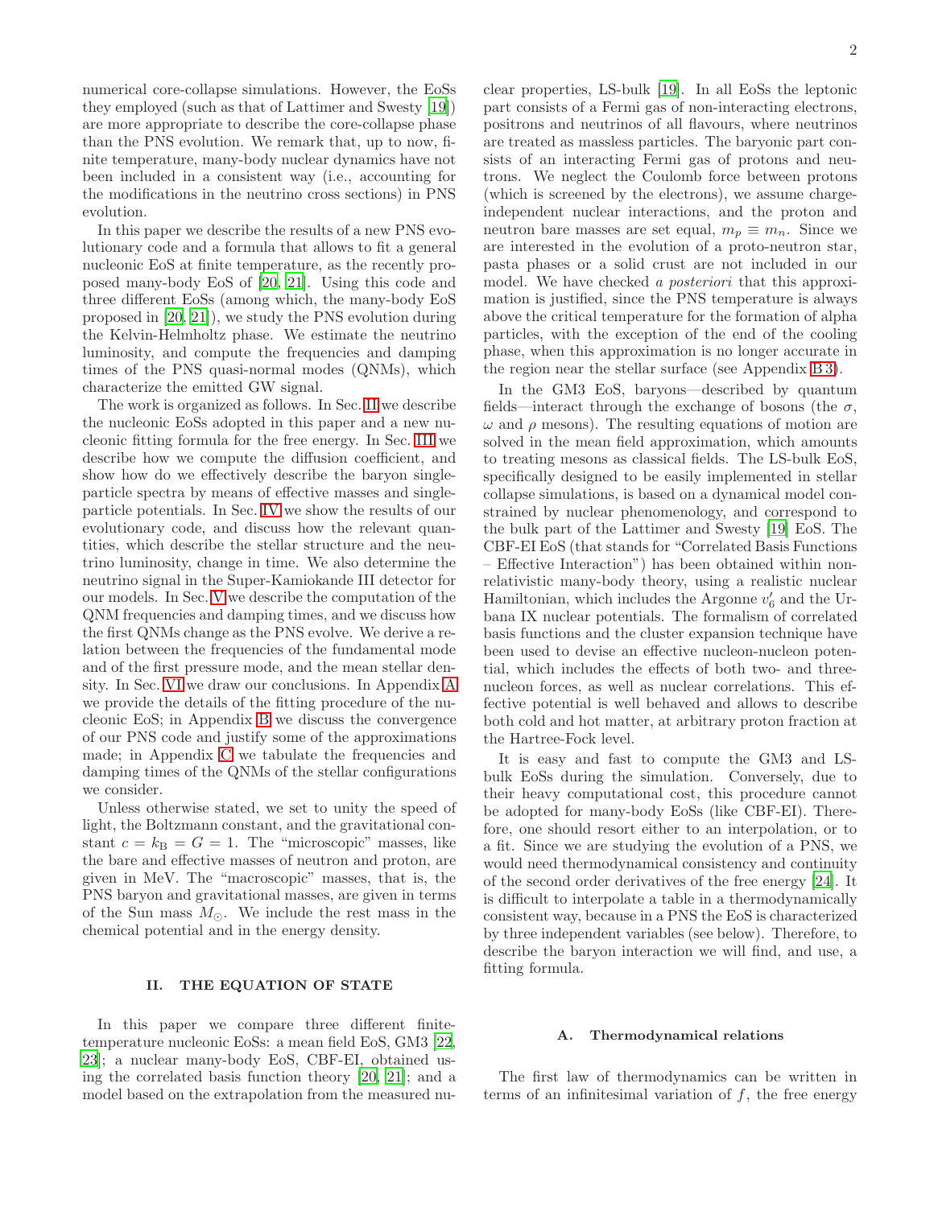numerical core-collapse simulations. However, the EoSs they employed (such as that of Lattimer and Swesty [19]) are more appropriate to describe the core-collapse phase than the PNS evolution. We remark that, up to now, finite temperature, many-body nuclear dynamics have not been included in a consistent way (i.e., accounting for the modifications in the neutrino cross sections) in PNS evolution.

In this paper we describe the results of a new PNS evolutionary code and a formula that allows to fit a general nucleonic EoS at finite temperature, as the recently proposed many-body EoS of [20, 21]. Using this code and three different EoSs (among which, the many-body EoS proposed in [20, 21]), we study the PNS evolution during the Kelvin-Helmholtz phase. We estimate the neutrino luminosity, and compute the frequencies and damping times of the PNS quasi-normal modes (QNMs), which characterize the emitted GW signal.

The work is organized as follows. In Sec. II we describe the nucleonic EoSs adopted in this paper and a new nucleonic fitting formula for the free energy. In Sec. III we describe how we compute the diffusion coefficient, and show how do we effectively describe the baryon single-particle spectra by means of effective masses and single-particle potentials. In Sec. IV we show the results of our evolutionary code, and discuss how the relevant quantities, which describe the stellar structure and the neutrino luminosity, change in time. We also determine the neutrino signal in the Super-Kamiokande III detector for our models. In Sec. V we describe the computation of the QNM frequencies and damping times, and we discuss how the first QNMs change as the PNS evolve. We derive a relation between the frequencies of the fundamental mode and of the first pressure mode, and the mean stellar density. In Sec. VI we draw our conclusions. In Appendix A we provide the details of the fitting procedure of the nucleonic EoS; in Appendix B we discuss the convergence of our PNS code and justify some of the approximations made; in Appendix C we tabulate the frequencies and damping times of the QNMs of the stellar configurations we consider.

Unless otherwise stated, we set to unity the speed of light, the Boltzmann constant, and the gravitational constant $c = k_{\rm B} = G = 1$. The "microscopic" masses, like the bare and effective masses of neutron and proton, are given in MeV. The "macroscopic" masses, that is, the PNS baryon and gravitational masses, are given in terms of the Sun mass $M_\odot$. We include the rest mass in the chemical potential and in the energy density.

## II. THE EQUATION OF STATE

In this paper we compare three different finite-temperature nucleonic EoSs: a mean field EoS, GM3 [22, 23]; a nuclear many-body EoS, CBF-EI, obtained using the correlated basis function theory [20, 21]; and a model based on the extrapolation from the measured nuclear properties, LS-bulk [19]. In all EoSs the leptonic part consists of a Fermi gas of non-interacting electrons, positrons and neutrinos of all flavours, where neutrinos are treated as massless particles. The baryonic part consists of an interacting Fermi gas of protons and neutrons. We neglect the Coulomb force between protons (which is screened by the electrons), we assume charge-independent nuclear interactions, and the proton and neutron bare masses are set equal, $m_p \equiv m_n$. Since we are interested in the evolution of a proto-neutron star, pasta phases or a solid crust are not included in our model. We have checked *a posteriori* that this approximation is justified, since the PNS temperature is always above the critical temperature for the formation of alpha particles, with the exception of the end of the cooling phase, when this approximation is no longer accurate in the region near the stellar surface (see Appendix B 3).

In the GM3 EoS, baryons—described by quantum fields—interact through the exchange of bosons (the $\sigma$, $\omega$ and $\rho$ mesons). The resulting equations of motion are solved in the mean field approximation, which amounts to treating mesons as classical fields. The LS-bulk EoS, specifically designed to be easily implemented in stellar collapse simulations, is based on a dynamical model constrained by nuclear phenomenology, and correspond to the bulk part of the Lattimer and Swesty [19] EoS. The CBF-EI EoS (that stands for "Correlated Basis Functions – Effective Interaction") has been obtained within non-relativistic many-body theory, using a realistic nuclear Hamiltonian, which includes the Argonne $v_6'$ and the Urbana IX nuclear potentials. The formalism of correlated basis functions and the cluster expansion technique have been used to devise an effective nucleon-nucleon potential, which includes the effects of both two- and three-nucleon forces, as well as nuclear correlations. This effective potential is well behaved and allows to describe both cold and hot matter, at arbitrary proton fraction at the Hartree-Fock level.

It is easy and fast to compute the GM3 and LS-bulk EoSs during the simulation. Conversely, due to their heavy computational cost, this procedure cannot be adopted for many-body EoSs (like CBF-EI). Therefore, one should resort either to an interpolation, or to a fit. Since we are studying the evolution of a PNS, we would need thermodynamical consistency and continuity of the second order derivatives of the free energy [24]. It is difficult to interpolate a table in a thermodynamically consistent way, because in a PNS the EoS is characterized by three independent variables (see below). Therefore, to describe the baryon interaction we will find, and use, a fitting formula.

### A. Thermodynamical relations

The first law of thermodynamics can be written in terms of an infinitesimal variation of $f$, the free energy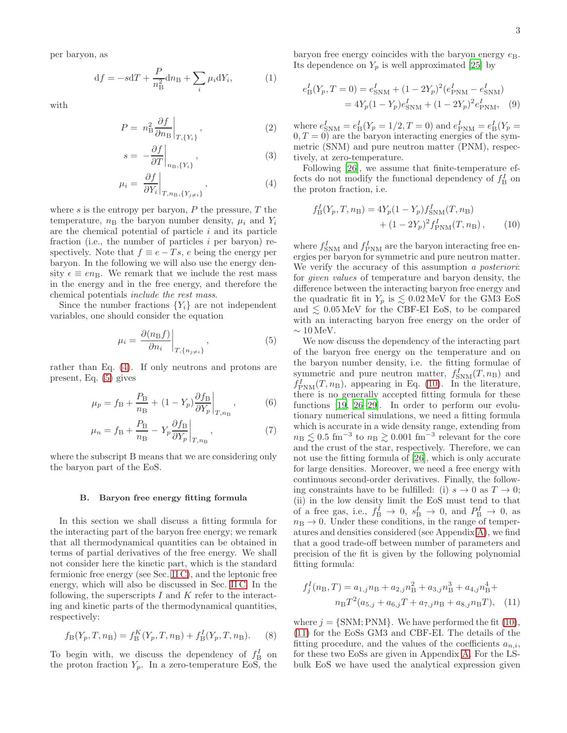per baryon, as

$$\mathrm{d}f = -s\mathrm{d}T + \frac{P}{n_{\mathrm{B}}^2}\mathrm{d}n_{\mathrm{B}} + \sum_i \mu_i \mathrm{d}Y_i, \tag{1}$$

with

$$P = n_{\mathrm{B}}^2 \left.\frac{\partial f}{\partial n_{\mathrm{B}}}\right|_{T,\{Y_i\}}, \tag{2}$$

$$s = -\left.\frac{\partial f}{\partial T}\right|_{n_{\mathrm{B}},\{Y_i\}}, \tag{3}$$

$$\mu_i = \left.\frac{\partial f}{\partial Y_i}\right|_{T,n_{\mathrm{B}},\{Y_{j\neq i}\}}, \tag{4}$$

where $s$ is the entropy per baryon, $P$ the pressure, $T$ the temperature, $n_{\mathrm{B}}$ the baryon number density, $\mu_i$ and $Y_i$ are the chemical potential of particle $i$ and its particle fraction (i.e., the number of particles $i$ per baryon) respectively. Note that $f \equiv e - Ts$, $e$ being the energy per baryon. In the following we will also use the energy density $\epsilon \equiv e n_{\mathrm{B}}$. We remark that we include the rest mass in the energy and in the free energy, and therefore the chemical potentials *include the rest mass*.

Since the number fractions $\{Y_i\}$ are not independent variables, one should consider the equation

$$\mu_i = \left.\frac{\partial (n_{\mathrm{B}} f)}{\partial n_i}\right|_{T,\{n_{j\neq i}\}}, \tag{5}$$

rather than Eq. (4). If only neutrons and protons are present, Eq. (5) gives

$$\mu_p = f_{\mathrm{B}} + \frac{P_{\mathrm{B}}}{n_{\mathrm{B}}} + (1 - Y_p)\left.\frac{\partial f_{\mathrm{B}}}{\partial Y_p}\right|_{T,n_{\mathrm{B}}}, \tag{6}$$

$$\mu_n = f_{\mathrm{B}} + \frac{P_{\mathrm{B}}}{n_{\mathrm{B}}} - Y_p\left.\frac{\partial f_{\mathrm{B}}}{\partial Y_p}\right|_{T,n_{\mathrm{B}}}, \tag{7}$$

where the subscript B means that we are considering only the baryon part of the EoS.

### B. Baryon free energy fitting formula

In this section we shall discuss a fitting formula for the interacting part of the baryon free energy; we remark that all thermodynamical quantities can be obtained in terms of partial derivatives of the free energy. We shall not consider here the kinetic part, which is the standard fermionic free energy (see Sec. II C), and the leptonic free energy, which will also be discussed in Sec. II C. In the following, the superscripts $I$ and $K$ refer to the interacting and kinetic parts of the thermodynamical quantities, respectively:

$$f_{\mathrm{B}}(Y_p, T, n_{\mathrm{B}}) = f_{\mathrm{B}}^K(Y_p, T, n_{\mathrm{B}}) + f_{\mathrm{B}}^I(Y_p, T, n_{\mathrm{B}}). \tag{8}$$

To begin with, we discuss the dependency of $f_{\mathrm{B}}^I$ on the proton fraction $Y_p$. In a zero-temperature EoS, the baryon free energy coincides with the baryon energy $e_{\mathrm{B}}$. Its dependence on $Y_p$ is well approximated [25] by

$$\begin{aligned} e_{\mathrm{B}}^I(Y_p, T=0) &= e_{\mathrm{SNM}}^I + (1-2Y_p)^2(e_{\mathrm{PNM}}^I - e_{\mathrm{SNM}}^I) \\ &= 4Y_p(1-Y_p)e_{\mathrm{SNM}}^I + (1-2Y_p)^2 e_{\mathrm{PNM}}^I, \end{aligned} \tag{9}$$

where $e_{\mathrm{SNM}}^I = e_{\mathrm{B}}^I(Y_p = 1/2, T = 0)$ and $e_{\mathrm{PNM}}^I = e_{\mathrm{B}}^I(Y_p = 0, T = 0)$ are the baryon interacting energies of the symmetric (SNM) and pure neutron matter (PNM), respectively, at zero-temperature.

Following [26], we assume that finite-temperature effects do not modify the functional dependency of $f_{\mathrm{B}}^I$ on the proton fraction, i.e.

$$\begin{aligned} f_{\mathrm{B}}^I(Y_p, T, n_{\mathrm{B}}) = \; & 4Y_p(1-Y_p)f_{\mathrm{SNM}}^I(T, n_{\mathrm{B}}) \\ & + (1-2Y_p)^2 f_{\mathrm{PNM}}^I(T, n_{\mathrm{B}}), \end{aligned} \tag{10}$$

where $f_{\mathrm{SNM}}^I$ and $f_{\mathrm{PNM}}^I$ are the baryon interacting free energies per baryon for symmetric and pure neutron matter. We verify the accuracy of this assumption *a posteriori*: for *given values* of temperature and baryon density, the difference between the interacting baryon free energy and the quadratic fit in $Y_p$ is $\lesssim 0.02\,\mathrm{MeV}$ for the GM3 EoS and $\lesssim 0.05\,\mathrm{MeV}$ for the CBF-EI EoS, to be compared with an interacting baryon free energy on the order of $\sim 10\,\mathrm{MeV}$.

We now discuss the dependency of the interacting part of the baryon free energy on the temperature and on the baryon number density, i.e. the fitting formulae of symmetric and pure neutron matter, $f_{\mathrm{SNM}}^I(T, n_{\mathrm{B}})$ and $f_{\mathrm{PNM}}^I(T, n_{\mathrm{B}})$, appearing in Eq. (10). In the literature, there is no generally accepted fitting formula for these functions [19, 26–29]. In order to perform our evolutionary numerical simulations, we need a fitting formula which is accurate in a wide density range, extending from $n_{\mathrm{B}} \lesssim 0.5\ \mathrm{fm}^{-3}$ to $n_{\mathrm{B}} \gtrsim 0.001\ \mathrm{fm}^{-3}$ relevant for the core and the crust of the star, respectively. Therefore, we can not use the fitting formula of [26], which is only accurate for large densities. Moreover, we need a free energy with continuous second-order derivatives. Finally, the following constraints have to be fulfilled: (i) $s \to 0$ as $T \to 0$; (ii) in the low density limit the EoS must tend to that of a free gas, i.e., $f_{\mathrm{B}}^I \to 0$, $s_{\mathrm{B}}^I \to 0$, and $P_{\mathrm{B}}^I \to 0$, as $n_{\mathrm{B}} \to 0$. Under these conditions, in the range of temperatures and densities considered (see Appendix A), we find that a good trade-off between number of parameters and precision of the fit is given by the following polynomial fitting formula:

$$\begin{aligned} f_j^I(n_{\mathrm{B}}, T) = \; & a_{1,j}n_{\mathrm{B}} + a_{2,j}n_{\mathrm{B}}^2 + a_{3,j}n_{\mathrm{B}}^3 + a_{4,j}n_{\mathrm{B}}^4 + \\ & n_{\mathrm{B}}T^2(a_{5,j} + a_{6,j}T + a_{7,j}n_{\mathrm{B}} + a_{8,j}n_{\mathrm{B}}T), \end{aligned} \tag{11}$$

where $j = \{\mathrm{SNM}; \mathrm{PNM}\}$. We have performed the fit (10), (11) for the EoSs GM3 and CBF-EI. The details of the fitting procedure, and the values of the coefficients $a_{n,i}$, for these two EoSs are given in Appendix A. For the LS-bulk EoS we have used the analytical expression given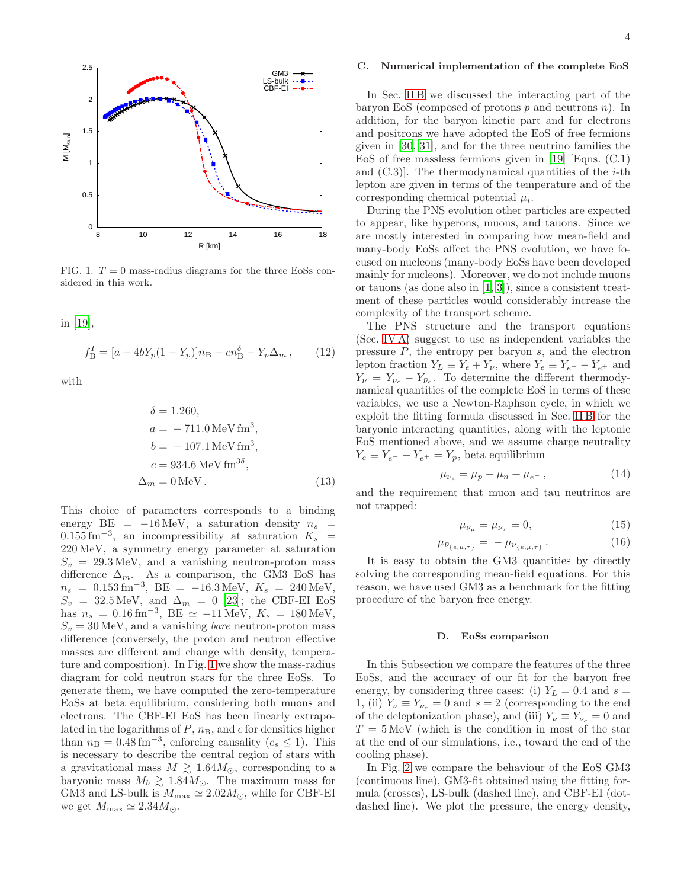FIG. 1. $T = 0$ mass-radius diagrams for the three EoSs considered in this work.

in [19],

$$f_{\rm B}^I = [a + 4bY_p(1 - Y_p)]n_{\rm B} + cn_{\rm B}^{\delta} - Y_p\Delta_m\,, \tag{12}$$

with

$$\begin{aligned}
\delta &= 1.260, \\
a &= -711.0\,\mathrm{MeV\,fm^3}, \\
b &= -107.1\,\mathrm{MeV\,fm^3}, \\
c &= 934.6\,\mathrm{MeV\,fm^{3\delta}}, \\
\Delta_m &= 0\,\mathrm{MeV}\,.
\end{aligned} \tag{13}$$

This choice of parameters corresponds to a binding energy BE $= -16\,$MeV, a saturation density $n_s = 0.155\,\mathrm{fm^{-3}}$, an incompressibility at saturation $K_s = 220\,$MeV, a symmetry energy parameter at saturation $S_v = 29.3\,$MeV, and a vanishing neutron-proton mass difference $\Delta_m$. As a comparison, the GM3 EoS has $n_s = 0.153\,\mathrm{fm^{-3}}$, BE $= -16.3\,$MeV, $K_s = 240\,$MeV, $S_v = 32.5\,$MeV, and $\Delta_m = 0$ [23]; the CBF-EI EoS has $n_s = 0.16\,\mathrm{fm^{-3}}$, BE $\simeq -11\,$MeV, $K_s = 180\,$MeV, $S_v = 30\,$MeV, and a vanishing *bare* neutron-proton mass difference (conversely, the proton and neutron effective masses are different and change with density, temperature and composition). In Fig. 1 we show the mass-radius diagram for cold neutron stars for the three EoSs. To generate them, we have computed the zero-temperature EoSs at beta equilibrium, considering both muons and electrons. The CBF-EI EoS has been linearly extrapolated in the logarithms of $P$, $n_{\rm B}$, and $\epsilon$ for densities higher than $n_{\rm B} = 0.48\,\mathrm{fm^{-3}}$, enforcing causality ($c_s \leq 1$). This is necessary to describe the central region of stars with a gravitational mass $M \gtrsim 1.64M_\odot$, corresponding to a baryonic mass $M_b \gtrsim 1.84M_\odot$. The maximum mass for GM3 and LS-bulk is $M_{\rm max} \simeq 2.02M_\odot$, while for CBF-EI we get $M_{\rm max} \simeq 2.34M_\odot$.

### C. Numerical implementation of the complete EoS

In Sec. II B we discussed the interacting part of the baryon EoS (composed of protons $p$ and neutrons $n$). In addition, for the baryon kinetic part and for electrons and positrons we have adopted the EoS of free fermions given in [30, 31], and for the three neutrino families the EoS of free massless fermions given in [19] [Eqns. (C.1) and (C.3)]. The thermodynamical quantities of the $i$-th lepton are given in terms of the temperature and of the corresponding chemical potential $\mu_i$.

During the PNS evolution other particles are expected to appear, like hyperons, muons, and tauons. Since we are mostly interested in comparing how mean-field and many-body EoSs affect the PNS evolution, we have focused on nucleons (many-body EoSs have been developed mainly for nucleons). Moreover, we do not include muons or tauons (as done also in [1, 3]), since a consistent treatment of these particles would considerably increase the complexity of the transport scheme.

The PNS structure and the transport equations (Sec. IV A) suggest to use as independent variables the pressure $P$, the entropy per baryon $s$, and the electron lepton fraction $Y_L \equiv Y_e + Y_\nu$, where $Y_e \equiv Y_{e^-} - Y_{e^+}$ and $Y_\nu = Y_{\nu_e} - Y_{\bar{\nu}_e}$. To determine the different thermodynamical quantities of the complete EoS in terms of these variables, we use a Newton-Raphson cycle, in which we exploit the fitting formula discussed in Sec. II B for the baryonic interacting quantities, along with the leptonic EoS mentioned above, and we assume charge neutrality $Y_e \equiv Y_{e^-} - Y_{e^+} = Y_p$, beta equilibrium

$$\mu_{\nu_e} = \mu_p - \mu_n + \mu_{e^-}\,, \tag{14}$$

and the requirement that muon and tau neutrinos are not trapped:

$$\mu_{\nu_\mu} = \mu_{\nu_\tau} = 0, \tag{15}$$

$$\mu_{\bar{\nu}_{\{e,\mu,\tau\}}} = -\mu_{\nu_{\{e,\mu,\tau\}}}\,. \tag{16}$$

It is easy to obtain the GM3 quantities by directly solving the corresponding mean-field equations. For this reason, we have used GM3 as a benchmark for the fitting procedure of the baryon free energy.

### D. EoSs comparison

In this Subsection we compare the features of the three EoSs, and the accuracy of our fit for the baryon free energy, by considering three cases: (i) $Y_L = 0.4$ and $s = 1$, (ii) $Y_\nu \equiv Y_{\nu_e} = 0$ and $s = 2$ (corresponding to the end of the deleptonization phase), and (iii) $Y_\nu \equiv Y_{\nu_e} = 0$ and $T = 5\,$MeV (which is the condition in most of the star at the end of our simulations, i.e., toward the end of the cooling phase).

In Fig. 2 we compare the behaviour of the EoS GM3 (continuous line), GM3-fit obtained using the fitting formula (crosses), LS-bulk (dashed line), and CBF-EI (dot-dashed line). We plot the pressure, the energy density,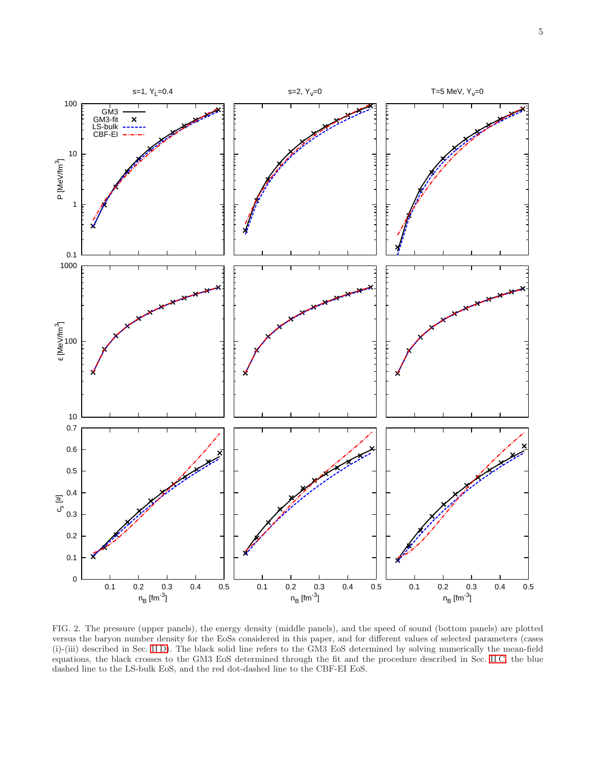FIG. 2. The pressure (upper panels), the energy density (middle panels), and the speed of sound (bottom panels) are plotted versus the baryon number density for the EoSs considered in this paper, and for different values of selected parameters (cases (i)-(iii) described in Sec. II D). The black solid line refers to the GM3 EoS determined by solving numerically the mean-field equations, the black crosses to the GM3 EoS determined through the fit and the procedure described in Sec. II C, the blue dashed line to the LS-bulk EoS, and the red dot-dashed line to the CBF-EI EoS.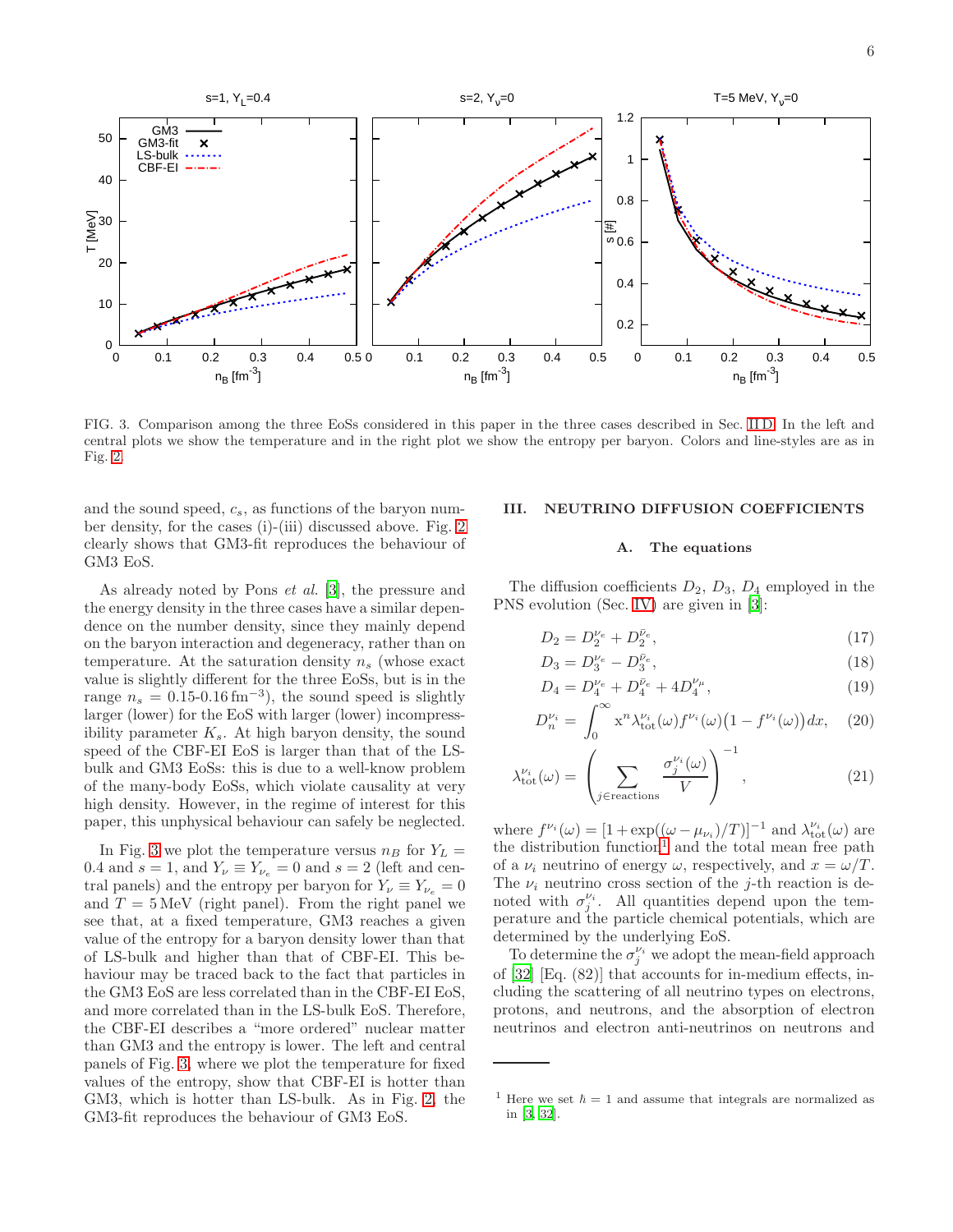FIG. 3. Comparison among the three EoSs considered in this paper in the three cases described in Sec. II D. In the left and central plots we show the temperature and in the right plot we show the entropy per baryon. Colors and line-styles are as in Fig. 2.

and the sound speed, $c_s$, as functions of the baryon number density, for the cases (i)-(iii) discussed above. Fig. 2 clearly shows that GM3-fit reproduces the behaviour of GM3 EoS.

As already noted by Pons *et al.* [3], the pressure and the energy density in the three cases have a similar dependence on the number density, since they mainly depend on the baryon interaction and degeneracy, rather than on temperature. At the saturation density $n_s$ (whose exact value is slightly different for the three EoSs, but is in the range $n_s = 0.15$-$0.16\,\mathrm{fm}^{-3}$), the sound speed is slightly larger (lower) for the EoS with larger (lower) incompressibility parameter $K_s$. At high baryon density, the sound speed of the CBF-EI EoS is larger than that of the LS-bulk and GM3 EoSs: this is due to a well-know problem of the many-body EoSs, which violate causality at very high density. However, in the regime of interest for this paper, this unphysical behaviour can safely be neglected.

In Fig. 3 we plot the temperature versus $n_B$ for $Y_L = 0.4$ and $s = 1$, and $Y_\nu \equiv Y_{\nu_e} = 0$ and $s = 2$ (left and central panels) and the entropy per baryon for $Y_\nu \equiv Y_{\nu_e} = 0$ and $T = 5\,\mathrm{MeV}$ (right panel). From the right panel we see that, at a fixed temperature, GM3 reaches a given value of the entropy for a baryon density lower than that of LS-bulk and higher than that of CBF-EI. This behaviour may be traced back to the fact that particles in the GM3 EoS are less correlated than in the CBF-EI EoS, and more correlated than in the LS-bulk EoS. Therefore, the CBF-EI describes a "more ordered" nuclear matter than GM3 and the entropy is lower. The left and central panels of Fig. 3, where we plot the temperature for fixed values of the entropy, show that CBF-EI is hotter than GM3, which is hotter than LS-bulk. As in Fig. 2, the GM3-fit reproduces the behaviour of GM3 EoS.

## III. NEUTRINO DIFFUSION COEFFICIENTS

### A. The equations

The diffusion coefficients $D_2$, $D_3$, $D_4$ employed in the PNS evolution (Sec. IV) are given in [3]:

$$D_2 = D_2^{\nu_e} + D_2^{\bar{\nu}_e}, \tag{17}$$

$$D_3 = D_3^{\nu_e} - D_3^{\bar{\nu}_e}, \tag{18}$$

$$D_4 = D_4^{\nu_e} + D_4^{\bar{\nu}_e} + 4D_4^{\nu_\mu}, \tag{19}$$

$$D_n^{\nu_i} = \int_0^\infty \mathrm{x}^n \lambda_{\mathrm{tot}}^{\nu_i}(\omega) f^{\nu_i}(\omega)\big(1 - f^{\nu_i}(\omega)\big)\, dx, \tag{20}$$

$$\lambda_{\mathrm{tot}}^{\nu_i}(\omega) = \left( \sum_{j \in \mathrm{reactions}} \frac{\sigma_j^{\nu_i}(\omega)}{V} \right)^{-1}, \tag{21}$$

where $f^{\nu_i}(\omega) = [1 + \exp((\omega - \mu_{\nu_i})/T)]^{-1}$ and $\lambda_{\mathrm{tot}}^{\nu_i}(\omega)$ are the distribution function[1] and the total mean free path of a $\nu_i$ neutrino of energy $\omega$, respectively, and $x = \omega/T$. The $\nu_i$ neutrino cross section of the $j$-th reaction is denoted with $\sigma_j^{\nu_i}$. All quantities depend upon the temperature and the particle chemical potentials, which are determined by the underlying EoS.

To determine the $\sigma_j^{\nu_i}$ we adopt the mean-field approach of [32] [Eq. (82)] that accounts for in-medium effects, including the scattering of all neutrino types on electrons, protons, and neutrons, and the absorption of electron neutrinos and electron anti-neutrinos on neutrons and

[1] Here we set $\hbar = 1$ and assume that integrals are normalized as in [3, 32].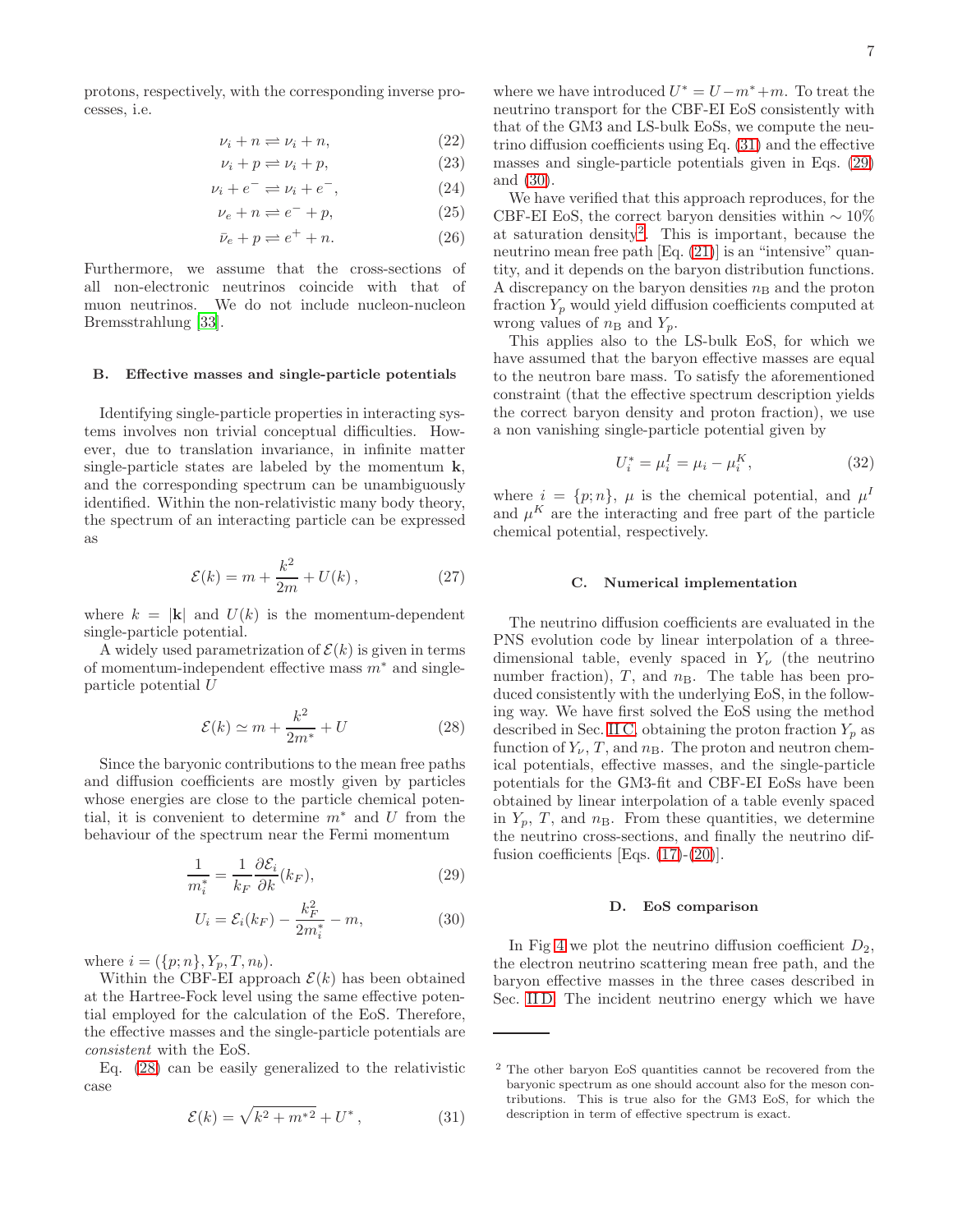protons, respectively, with the corresponding inverse processes, i.e.

$$\nu_i + n \rightleftharpoons \nu_i + n, \tag{22}$$

$$\nu_i + p \rightleftharpoons \nu_i + p, \tag{23}$$

$$\nu_i + e^- \rightleftharpoons \nu_i + e^-, \tag{24}$$

$$\nu_e + n \rightleftharpoons e^- + p, \tag{25}$$

$$\bar{\nu}_e + p \rightleftharpoons e^+ + n. \tag{26}$$

Furthermore, we assume that the cross-sections of all non-electronic neutrinos coincide with that of muon neutrinos. We do not include nucleon-nucleon Bremsstrahlung [33].

### B. Effective masses and single-particle potentials

Identifying single-particle properties in interacting systems involves non trivial conceptual difficulties. However, due to translation invariance, in infinite matter single-particle states are labeled by the momentum $\mathbf{k}$, and the corresponding spectrum can be unambiguously identified. Within the non-relativistic many body theory, the spectrum of an interacting particle can be expressed as

$$\mathcal{E}(k) = m + \frac{k^2}{2m} + U(k)\,, \tag{27}$$

where $k = |\mathbf{k}|$ and $U(k)$ is the momentum-dependent single-particle potential.

A widely used parametrization of $\mathcal{E}(k)$ is given in terms of momentum-independent effective mass $m^*$ and single-particle potential $U$

$$\mathcal{E}(k) \simeq m + \frac{k^2}{2m^*} + U \tag{28}$$

Since the baryonic contributions to the mean free paths and diffusion coefficients are mostly given by particles whose energies are close to the particle chemical potential, it is convenient to determine $m^*$ and $U$ from the behaviour of the spectrum near the Fermi momentum

$$\frac{1}{m_i^*} = \frac{1}{k_F}\frac{\partial \mathcal{E}_i}{\partial k}(k_F), \tag{29}$$

$$U_i = \mathcal{E}_i(k_F) - \frac{k_F^2}{2m_i^*} - m, \tag{30}$$

where $i = (\{p; n\}, Y_p, T, n_b)$.

Within the CBF-EI approach $\mathcal{E}(k)$ has been obtained at the Hartree-Fock level using the same effective potential employed for the calculation of the EoS. Therefore, the effective masses and the single-particle potentials are *consistent* with the EoS.

Eq. (28) can be easily generalized to the relativistic case

$$\mathcal{E}(k) = \sqrt{k^2 + m^{*2}} + U^*\,, \tag{31}$$

where we have introduced $U^* = U - m^* + m$. To treat the neutrino transport for the CBF-EI EoS consistently with that of the GM3 and LS-bulk EoSs, we compute the neutrino diffusion coefficients using Eq. (31) and the effective masses and single-particle potentials given in Eqs. (29) and (30).

We have verified that this approach reproduces, for the CBF-EI EoS, the correct baryon densities within $\sim 10\%$ at saturation density[2]. This is important, because the neutrino mean free path [Eq. (21)] is an "intensive" quantity, and it depends on the baryon distribution functions. A discrepancy on the baryon densities $n_{\rm B}$ and the proton fraction $Y_p$ would yield diffusion coefficients computed at wrong values of $n_{\rm B}$ and $Y_p$.

This applies also to the LS-bulk EoS, for which we have assumed that the baryon effective masses are equal to the neutron bare mass. To satisfy the aforementioned constraint (that the effective spectrum description yields the correct baryon density and proton fraction), we use a non vanishing single-particle potential given by

$$U_i^* = \mu_i^I = \mu_i - \mu_i^K, \tag{32}$$

where $i = \{p; n\}$, $\mu$ is the chemical potential, and $\mu^I$ and $\mu^K$ are the interacting and free part of the particle chemical potential, respectively.

### C. Numerical implementation

The neutrino diffusion coefficients are evaluated in the PNS evolution code by linear interpolation of a three-dimensional table, evenly spaced in $Y_\nu$ (the neutrino number fraction), $T$, and $n_{\rm B}$. The table has been produced consistently with the underlying EoS, in the following way. We have first solved the EoS using the method described in Sec. II C, obtaining the proton fraction $Y_p$ as function of $Y_\nu$, $T$, and $n_{\rm B}$. The proton and neutron chemical potentials, effective masses, and the single-particle potentials for the GM3-fit and CBF-EI EoSs have been obtained by linear interpolation of a table evenly spaced in $Y_p$, $T$, and $n_{\rm B}$. From these quantities, we determine the neutrino cross-sections, and finally the neutrino diffusion coefficients [Eqs. (17)-(20)].

### D. EoS comparison

In Fig 4 we plot the neutrino diffusion coefficient $D_2$, the electron neutrino scattering mean free path, and the baryon effective masses in the three cases described in Sec. II D. The incident neutrino energy which we have

---

[2] The other baryon EoS quantities cannot be recovered from the baryonic spectrum as one should account also for the meson contributions. This is true also for the GM3 EoS, for which the description in term of effective spectrum is exact.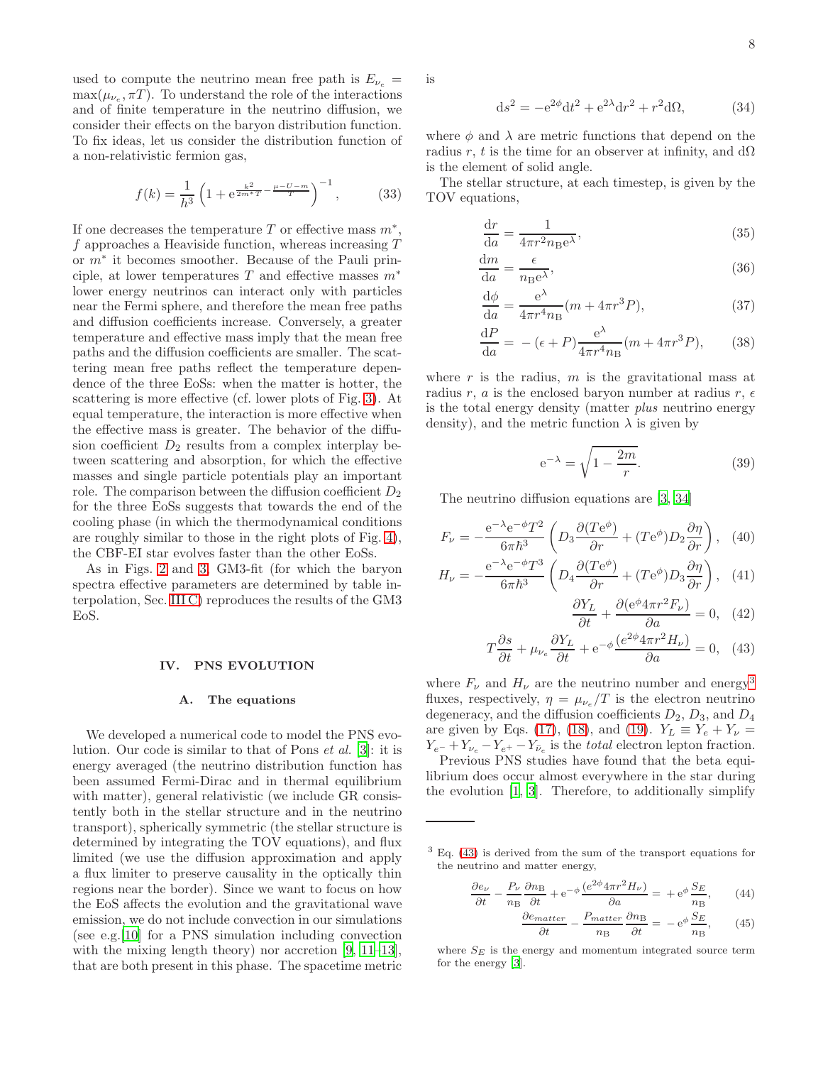used to compute the neutrino mean free path is $E_{\nu_e} = \max(\mu_{\nu_e}, \pi T)$. To understand the role of the interactions and of finite temperature in the neutrino diffusion, we consider their effects on the baryon distribution function. To fix ideas, let us consider the distribution function of a non-relativistic fermion gas,

$$f(k) = \frac{1}{h^3}\left(1 + \mathrm{e}^{\frac{k^2}{2m^*T} - \frac{\mu - U - m}{T}}\right)^{-1}, \tag{33}$$

If one decreases the temperature $T$ or effective mass $m^*$, $f$ approaches a Heaviside function, whereas increasing $T$ or $m^*$ it becomes smoother. Because of the Pauli principle, at lower temperatures $T$ and effective masses $m^*$ lower energy neutrinos can interact only with particles near the Fermi sphere, and therefore the mean free paths and diffusion coefficients increase. Conversely, a greater temperature and effective mass imply that the mean free paths and the diffusion coefficients are smaller. The scattering mean free paths reflect the temperature dependence of the three EoSs: when the matter is hotter, the scattering is more effective (cf. lower plots of Fig. 3). At equal temperature, the interaction is more effective when the effective mass is greater. The behavior of the diffusion coefficient $D_2$ results from a complex interplay between scattering and absorption, for which the effective masses and single particle potentials play an important role. The comparison between the diffusion coefficient $D_2$ for the three EoSs suggests that towards the end of the cooling phase (in which the thermodynamical conditions are roughly similar to those in the right plots of Fig. 4), the CBF-EI star evolves faster than the other EoSs.

As in Figs. 2 and 3, GM3-fit (for which the baryon spectra effective parameters are determined by table interpolation, Sec. III C) reproduces the results of the GM3 EoS.

## IV. PNS EVOLUTION

### A. The equations

We developed a numerical code to model the PNS evolution. Our code is similar to that of Pons *et al.* [3]: it is energy averaged (the neutrino distribution function has been assumed Fermi-Dirac and in thermal equilibrium with matter), general relativistic (we include GR consistently both in the stellar structure and in the neutrino transport), spherically symmetric (the stellar structure is determined by integrating the TOV equations), and flux limited (we use the diffusion approximation and apply a flux limiter to preserve causality in the optically thin regions near the border). Since we want to focus on how the EoS affects the evolution and the gravitational wave emission, we do not include convection in our simulations (see e.g.[10] for a PNS simulation including convection with the mixing length theory) nor accretion [9, 11–13], that are both present in this phase. The spacetime metric is

$$\mathrm{d}s^2 = -\mathrm{e}^{2\phi}\mathrm{d}t^2 + \mathrm{e}^{2\lambda}\mathrm{d}r^2 + r^2\mathrm{d}\Omega, \tag{34}$$

where $\phi$ and $\lambda$ are metric functions that depend on the radius $r$, $t$ is the time for an observer at infinity, and $\mathrm{d}\Omega$ is the element of solid angle.

The stellar structure, at each timestep, is given by the TOV equations,

$$\frac{\mathrm{d}r}{\mathrm{d}a} = \frac{1}{4\pi r^2 n_\mathrm{B}\mathrm{e}^{\lambda}}, \tag{35}$$

$$\frac{\mathrm{d}m}{\mathrm{d}a} = \frac{\epsilon}{n_\mathrm{B}\mathrm{e}^{\lambda}}, \tag{36}$$

$$\frac{\mathrm{d}\phi}{\mathrm{d}a} = \frac{\mathrm{e}^{\lambda}}{4\pi r^4 n_\mathrm{B}}(m + 4\pi r^3 P), \tag{37}$$

$$\frac{\mathrm{d}P}{\mathrm{d}a} = -(\epsilon + P)\frac{\mathrm{e}^{\lambda}}{4\pi r^4 n_\mathrm{B}}(m + 4\pi r^3 P), \tag{38}$$

where $r$ is the radius, $m$ is the gravitational mass at radius $r$, $a$ is the enclosed baryon number at radius $r$, $\epsilon$ is the total energy density (matter *plus* neutrino energy density), and the metric function $\lambda$ is given by

$$\mathrm{e}^{-\lambda} = \sqrt{1 - \frac{2m}{r}}. \tag{39}$$

The neutrino diffusion equations are [3, 34]

$$F_\nu = -\frac{\mathrm{e}^{-\lambda}\mathrm{e}^{-\phi}T^2}{6\pi\hbar^3}\left(D_3\frac{\partial(T\mathrm{e}^{\phi})}{\partial r} + (T\mathrm{e}^{\phi})D_2\frac{\partial\eta}{\partial r}\right), \tag{40}$$

$$H_\nu = -\frac{\mathrm{e}^{-\lambda}\mathrm{e}^{-\phi}T^3}{6\pi\hbar^3}\left(D_4\frac{\partial(T\mathrm{e}^{\phi})}{\partial r} + (T\mathrm{e}^{\phi})D_3\frac{\partial\eta}{\partial r}\right), \tag{41}$$

$$\frac{\partial Y_L}{\partial t} + \frac{\partial(\mathrm{e}^{\phi}4\pi r^2 F_\nu)}{\partial a} = 0, \tag{42}$$

$$T\frac{\partial s}{\partial t} + \mu_{\nu_e}\frac{\partial Y_L}{\partial t} + \mathrm{e}^{-\phi}\frac{(e^{2\phi}4\pi r^2 H_\nu)}{\partial a} = 0, \tag{43}$$

where $F_\nu$ and $H_\nu$ are the neutrino number and energy[3] fluxes, respectively, $\eta = \mu_{\nu_e}/T$ is the electron neutrino degeneracy, and the diffusion coefficients $D_2$, $D_3$, and $D_4$ are given by Eqs. (17), (18), and (19). $Y_L \equiv Y_e + Y_\nu = Y_{e^-} + Y_{\nu_e} - Y_{e^+} - Y_{\bar{\nu}_e}$ is the *total* electron lepton fraction.

Previous PNS studies have found that the beta equilibrium does occur almost everywhere in the star during the evolution [1, 3]. Therefore, to additionally simplify

[3] Eq. (43) is derived from the sum of the transport equations for the neutrino and matter energy,

$$\frac{\partial e_\nu}{\partial t} - \frac{P_\nu}{n_\mathrm{B}}\frac{\partial n_\mathrm{B}}{\partial t} + \mathrm{e}^{-\phi}\frac{(e^{2\phi}4\pi r^2 H_\nu)}{\partial a} = +\mathrm{e}^{\phi}\frac{S_E}{n_\mathrm{B}}, \tag{44}$$

$$\frac{\partial e_{matter}}{\partial t} - \frac{P_{matter}}{n_\mathrm{B}}\frac{\partial n_\mathrm{B}}{\partial t} = -\mathrm{e}^{\phi}\frac{S_E}{n_\mathrm{B}}, \tag{45}$$

where $S_E$ is the energy and momentum integrated source term for the energy [3].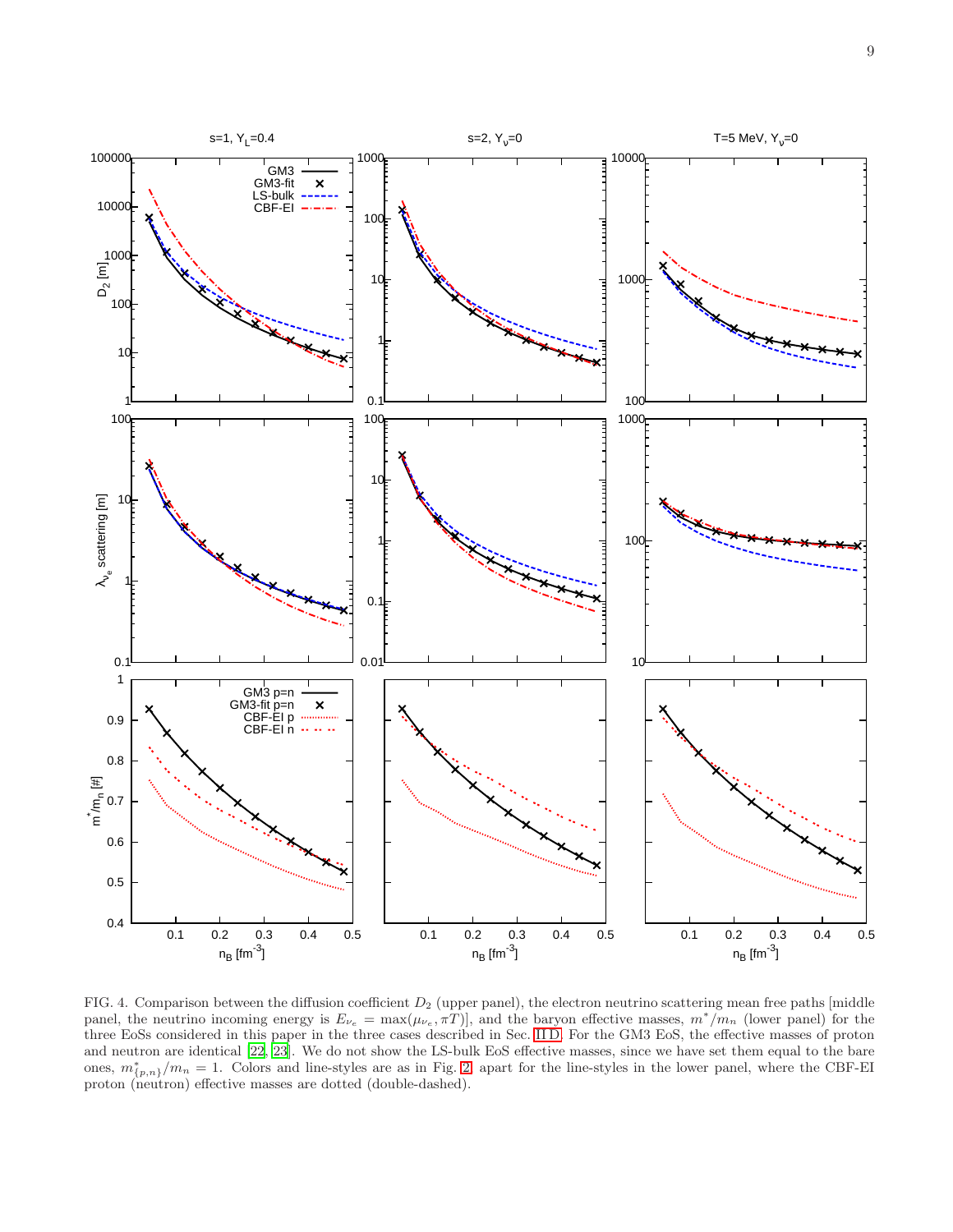FIG. 4. Comparison between the diffusion coefficient $D_2$ (upper panel), the electron neutrino scattering mean free paths [middle panel, the neutrino incoming energy is $E_{\nu_e} = \max(\mu_{\nu_e}, \pi T)$], and the baryon effective masses, $m^*/m_n$ (lower panel) for the three EoSs considered in this paper in the three cases described in Sec. II D. For the GM3 EoS, the effective masses of proton and neutron are identical [22, 23]. We do not show the LS-bulk EoS effective masses, since we have set them equal to the bare ones, $m^*_{\{p,n\}}/m_n = 1$. Colors and line-styles are as in Fig. 2, apart for the line-styles in the lower panel, where the CBF-EI proton (neutron) effective masses are dotted (double-dashed).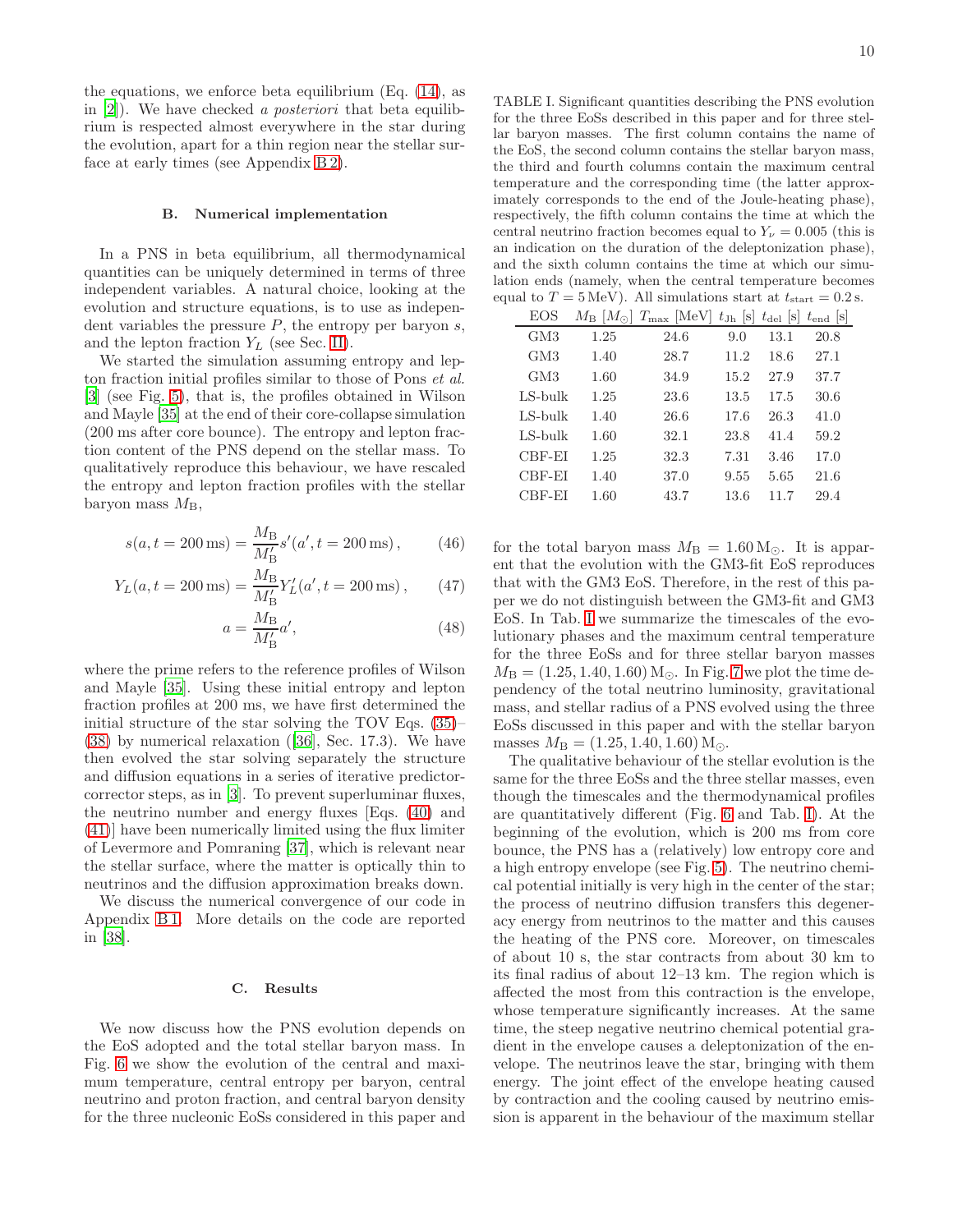the equations, we enforce beta equilibrium (Eq. (14), as in [2]). We have checked *a posteriori* that beta equilibrium is respected almost everywhere in the star during the evolution, apart for a thin region near the stellar surface at early times (see Appendix B 2).

### B. Numerical implementation

In a PNS in beta equilibrium, all thermodynamical quantities can be uniquely determined in terms of three independent variables. A natural choice, looking at the evolution and structure equations, is to use as independent variables the pressure $P$, the entropy per baryon $s$, and the lepton fraction $Y_L$ (see Sec. III).

We started the simulation assuming entropy and lepton fraction initial profiles similar to those of Pons *et al.* [3] (see Fig. 5), that is, the profiles obtained in Wilson and Mayle [35] at the end of their core-collapse simulation (200 ms after core bounce). The entropy and lepton fraction content of the PNS depend on the stellar mass. To qualitatively reproduce this behaviour, we have rescaled the entropy and lepton fraction profiles with the stellar baryon mass $M_{\rm B}$,

$$s(a, t = 200\,\mathrm{ms}) = \frac{M_{\rm B}}{M'_{\rm B}} s'(a', t = 200\,\mathrm{ms}) , \qquad (46)$$

$$Y_L(a, t = 200\,\mathrm{ms}) = \frac{M_{\rm B}}{M'_{\rm B}} Y'_L(a', t = 200\,\mathrm{ms}) , \qquad (47)$$

$$a = \frac{M_{\rm B}}{M'_{\rm B}} a', \qquad (48)$$

where the prime refers to the reference profiles of Wilson and Mayle [35]. Using these initial entropy and lepton fraction profiles at 200 ms, we have first determined the initial structure of the star solving the TOV Eqs. (35)–(38) by numerical relaxation ([36], Sec. 17.3). We have then evolved the star solving separately the structure and diffusion equations in a series of iterative predictor-corrector steps, as in [3]. To prevent superluminar fluxes, the neutrino number and energy fluxes [Eqs. (40) and (41)] have been numerically limited using the flux limiter of Levermore and Pomraning [37], which is relevant near the stellar surface, where the matter is optically thin to neutrinos and the diffusion approximation breaks down.

We discuss the numerical convergence of our code in Appendix B 1. More details on the code are reported in [38].

### C. Results

We now discuss how the PNS evolution depends on the EoS adopted and the total stellar baryon mass. In Fig. 6 we show the evolution of the central and maximum temperature, central entropy per baryon, central neutrino and proton fraction, and central baryon density for the three nucleonic EoSs considered in this paper and for the total baryon mass $M_{\rm B} = 1.60\,\mathrm{M}_\odot$. It is apparent that the evolution with the GM3-fit EoS reproduces that with the GM3 EoS. Therefore, in the rest of this paper we do not distinguish between the GM3-fit and GM3 EoS. In Tab. I we summarize the timescales of the evolutionary phases and the maximum central temperature for the three EoSs and for three stellar baryon masses $M_{\rm B} = (1.25, 1.40, 1.60)\,\mathrm{M}_\odot$. In Fig. 7 we plot the time dependency of the total neutrino luminosity, gravitational mass, and stellar radius of a PNS evolved using the three EoSs discussed in this paper and with the stellar baryon masses $M_{\rm B} = (1.25, 1.40, 1.60)\,\mathrm{M}_\odot$.

TABLE I. Significant quantities describing the PNS evolution for the three EoSs described in this paper and for three stellar baryon masses. The first column contains the name of the EoS, the second column contains the stellar baryon mass, the third and fourth columns contain the maximum central temperature and the corresponding time (the latter approximately corresponds to the end of the Joule-heating phase), respectively, the fifth column contains the time at which the central neutrino fraction becomes equal to $Y_\nu = 0.005$ (this is an indication on the duration of the deleptonization phase), and the sixth column contains the time at which our simulation ends (namely, when the central temperature becomes equal to $T = 5\,\mathrm{MeV}$). All simulations start at $t_{\rm start} = 0.2\,\mathrm{s}$.

| EOS | $M_{\rm B}$ [$M_\odot$] | $T_{\rm max}$ [MeV] | $t_{\rm Jh}$ [s] | $t_{\rm del}$ [s] | $t_{\rm end}$ [s] |
|---|---|---|---|---|---|
| GM3 | 1.25 | 24.6 | 9.0 | 13.1 | 20.8 |
| GM3 | 1.40 | 28.7 | 11.2 | 18.6 | 27.1 |
| GM3 | 1.60 | 34.9 | 15.2 | 27.9 | 37.7 |
| LS-bulk | 1.25 | 23.6 | 13.5 | 17.5 | 30.6 |
| LS-bulk | 1.40 | 26.6 | 17.6 | 26.3 | 41.0 |
| LS-bulk | 1.60 | 32.1 | 23.8 | 41.4 | 59.2 |
| CBF-EI | 1.25 | 32.3 | 7.31 | 3.46 | 17.0 |
| CBF-EI | 1.40 | 37.0 | 9.55 | 5.65 | 21.6 |
| CBF-EI | 1.60 | 43.7 | 13.6 | 11.7 | 29.4 |

The qualitative behaviour of the stellar evolution is the same for the three EoSs and the three stellar masses, even though the timescales and the thermodynamical profiles are quantitatively different (Fig. 6 and Tab. I). At the beginning of the evolution, which is 200 ms from core bounce, the PNS has a (relatively) low entropy core and a high entropy envelope (see Fig. 5). The neutrino chemical potential initially is very high in the center of the star; the process of neutrino diffusion transfers this degeneracy energy from neutrinos to the matter and this causes the heating of the PNS core. Moreover, on timescales of about 10 s, the star contracts from about 30 km to its final radius of about 12–13 km. The region which is affected the most from this contraction is the envelope, whose temperature significantly increases. At the same time, the steep negative neutrino chemical potential gradient in the envelope causes a deleptonization of the envelope. The neutrinos leave the star, bringing with them energy. The joint effect of the envelope heating caused by contraction and the cooling caused by neutrino emission is apparent in the behaviour of the maximum stellar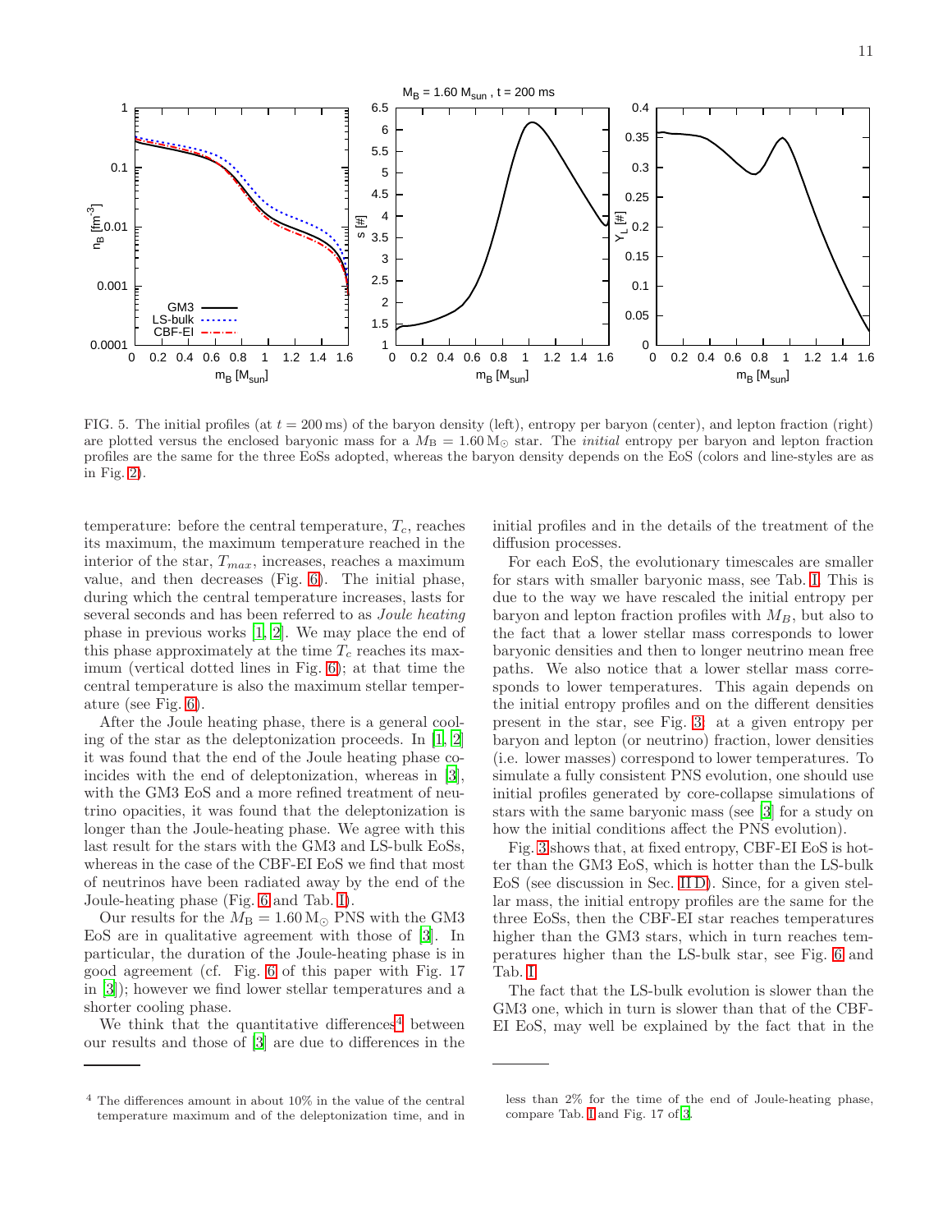FIG. 5. The initial profiles (at $t = 200\,\mathrm{ms}$) of the baryon density (left), entropy per baryon (center), and lepton fraction (right) are plotted versus the enclosed baryonic mass for a $M_\mathrm{B} = 1.60\,\mathrm{M}_\odot$ star. The *initial* entropy per baryon and lepton fraction profiles are the same for the three EoSs adopted, whereas the baryon density depends on the EoS (colors and line-styles are as in Fig. 2).

temperature: before the central temperature, $T_c$, reaches its maximum, the maximum temperature reached in the interior of the star, $T_{max}$, increases, reaches a maximum value, and then decreases (Fig. 6). The initial phase, during which the central temperature increases, lasts for several seconds and has been referred to as *Joule heating* phase in previous works [1, 2]. We may place the end of this phase approximately at the time $T_c$ reaches its maximum (vertical dotted lines in Fig. 6); at that time the central temperature is also the maximum stellar temperature (see Fig. 6).

After the Joule heating phase, there is a general cooling of the star as the deleptonization proceeds. In [1, 2] it was found that the end of the Joule heating phase coincides with the end of deleptonization, whereas in [3], with the GM3 EoS and a more refined treatment of neutrino opacities, it was found that the deleptonization is longer than the Joule-heating phase. We agree with this last result for the stars with the GM3 and LS-bulk EoSs, whereas in the case of the CBF-EI EoS we find that most of neutrinos have been radiated away by the end of the Joule-heating phase (Fig. 6 and Tab. I).

Our results for the $M_\mathrm{B} = 1.60\,\mathrm{M}_\odot$ PNS with the GM3 EoS are in qualitative agreement with those of [3]. In particular, the duration of the Joule-heating phase is in good agreement (cf. Fig. 6 of this paper with Fig. 17 in [3]); however we find lower stellar temperatures and a shorter cooling phase.

We think that the quantitative differences[4] between our results and those of [3] are due to differences in the initial profiles and in the details of the treatment of the diffusion processes.

For each EoS, the evolutionary timescales are smaller for stars with smaller baryonic mass, see Tab. I. This is due to the way we have rescaled the initial entropy per baryon and lepton fraction profiles with $M_B$, but also to the fact that a lower stellar mass corresponds to lower baryonic densities and then to longer neutrino mean free paths. We also notice that a lower stellar mass corresponds to lower temperatures. This again depends on the initial entropy profiles and on the different densities present in the star, see Fig. 3: at a given entropy per baryon and lepton (or neutrino) fraction, lower densities (i.e. lower masses) correspond to lower temperatures. To simulate a fully consistent PNS evolution, one should use initial profiles generated by core-collapse simulations of stars with the same baryonic mass (see [3] for a study on how the initial conditions affect the PNS evolution).

Fig. 3 shows that, at fixed entropy, CBF-EI EoS is hotter than the GM3 EoS, which is hotter than the LS-bulk EoS (see discussion in Sec. II D). Since, for a given stellar mass, the initial entropy profiles are the same for the three EoSs, then the CBF-EI star reaches temperatures higher than the GM3 stars, which in turn reaches temperatures higher than the LS-bulk star, see Fig. 6 and Tab. I.

The fact that the LS-bulk evolution is slower than the GM3 one, which in turn is slower than that of the CBF-EI EoS, may well be explained by the fact that in the

[4] The differences amount in about 10% in the value of the central temperature maximum and of the deleptonization time, and in less than 2% for the time of the end of Joule-heating phase, compare Tab. I and Fig. 17 of [3].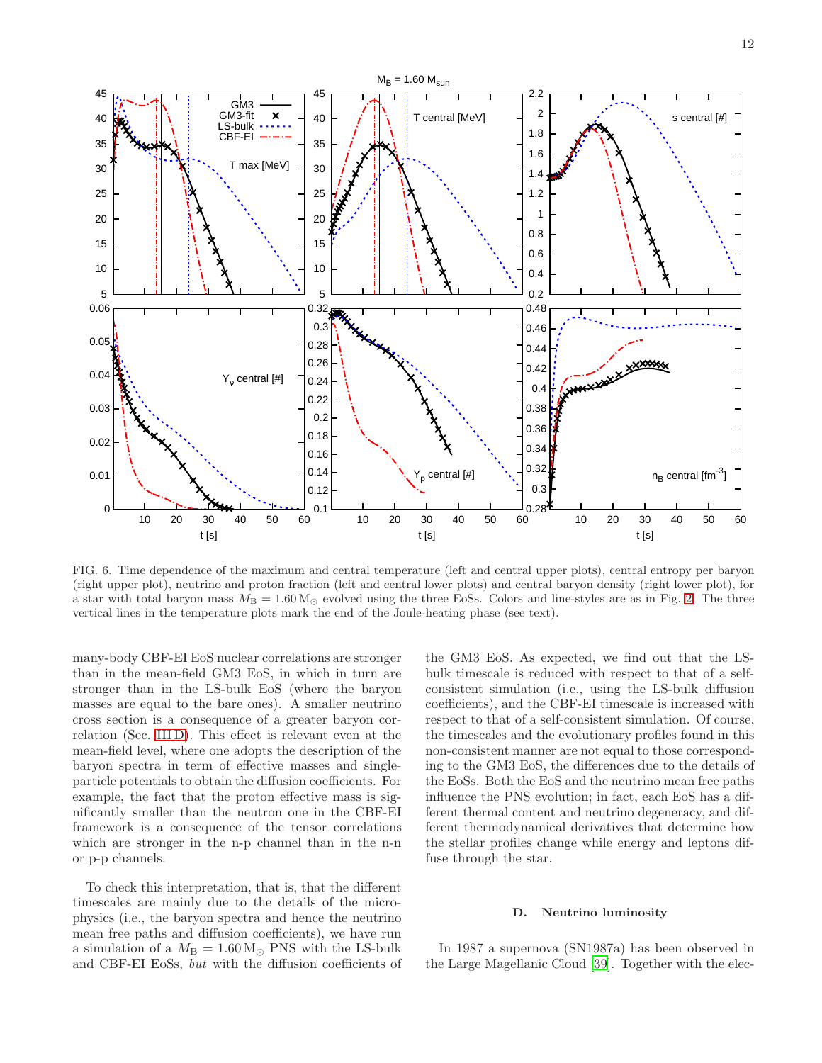FIG. 6. Time dependence of the maximum and central temperature (left and central upper plots), central entropy per baryon (right upper plot), neutrino and proton fraction (left and central lower plots) and central baryon density (right lower plot), for a star with total baryon mass $M_B = 1.60\,M_\odot$ evolved using the three EoSs. Colors and line-styles are as in Fig. 2. The three vertical lines in the temperature plots mark the end of the Joule-heating phase (see text).

many-body CBF-EI EoS nuclear correlations are stronger than in the mean-field GM3 EoS, in which in turn are stronger than in the LS-bulk EoS (where the baryon masses are equal to the bare ones). A smaller neutrino cross section is a consequence of a greater baryon correlation (Sec. III D). This effect is relevant even at the mean-field level, where one adopts the description of the baryon spectra in term of effective masses and single-particle potentials to obtain the diffusion coefficients. For example, the fact that the proton effective mass is significantly smaller than the neutron one in the CBF-EI framework is a consequence of the tensor correlations which are stronger in the n-p channel than in the n-n or p-p channels.

To check this interpretation, that is, that the different timescales are mainly due to the details of the microphysics (i.e., the baryon spectra and hence the neutrino mean free paths and diffusion coefficients), we have run a simulation of a $M_B = 1.60\,M_\odot$ PNS with the LS-bulk and CBF-EI EoSs, *but* with the diffusion coefficients of the GM3 EoS. As expected, we find out that the LS-bulk timescale is reduced with respect to that of a self-consistent simulation (i.e., using the LS-bulk diffusion coefficients), and the CBF-EI timescale is increased with respect to that of a self-consistent simulation. Of course, the timescales and the evolutionary profiles found in this non-consistent manner are not equal to those corresponding to the GM3 EoS, the differences due to the details of the EoSs. Both the EoS and the neutrino mean free paths influence the PNS evolution; in fact, each EoS has a different thermal content and neutrino degeneracy, and different thermodynamical derivatives that determine how the stellar profiles change while energy and leptons diffuse through the star.

### D. Neutrino luminosity

In 1987 a supernova (SN1987a) has been observed in the Large Magellanic Cloud [39]. Together with the elec-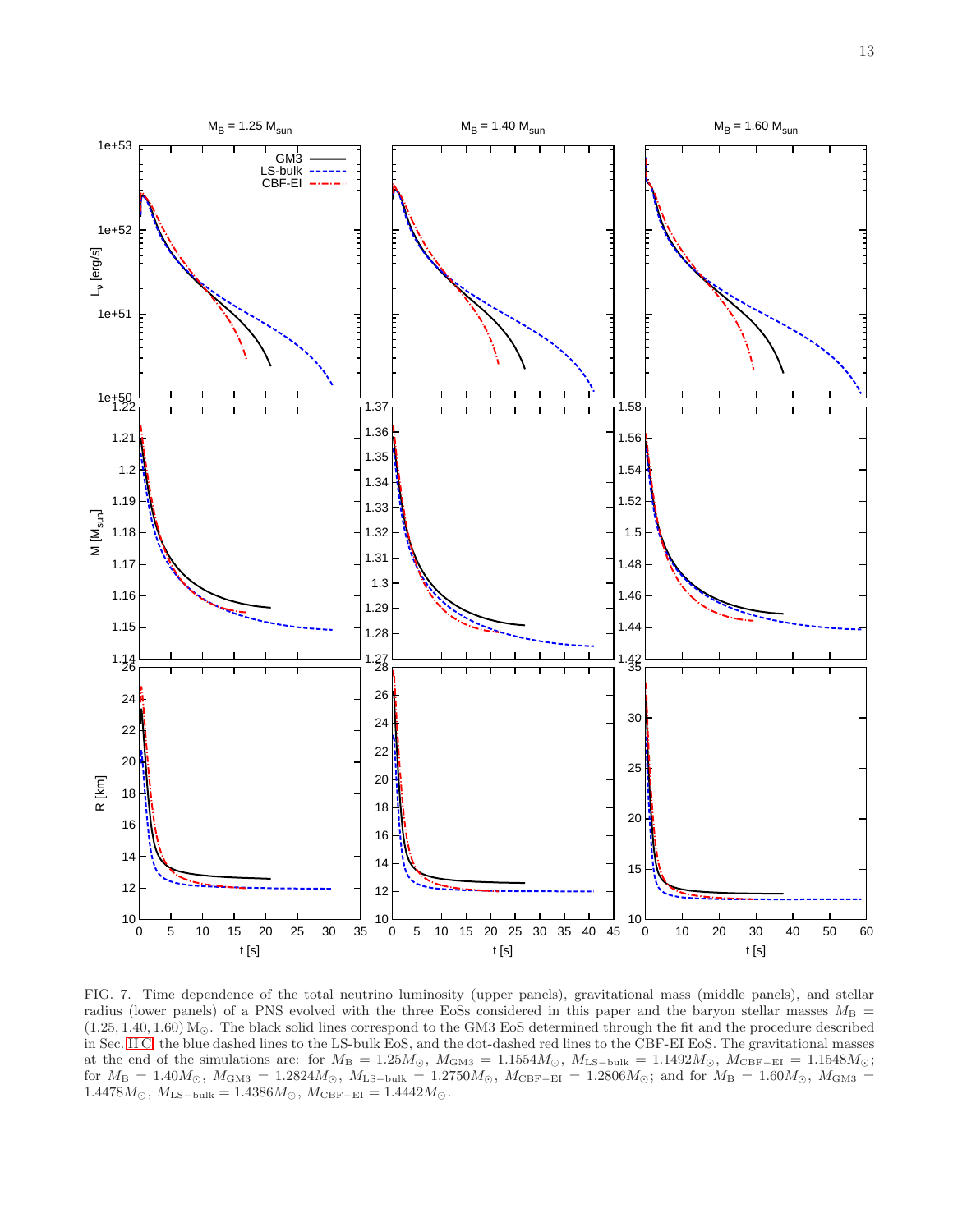FIG. 7. Time dependence of the total neutrino luminosity (upper panels), gravitational mass (middle panels), and stellar radius (lower panels) of a PNS evolved with the three EoSs considered in this paper and the baryon stellar masses $M_{\rm B} = (1.25, 1.40, 1.60)\,{\rm M}_{\odot}$. The black solid lines correspond to the GM3 EoS determined through the fit and the procedure described in Sec. II C, the blue dashed lines to the LS-bulk EoS, and the dot-dashed red lines to the CBF-EI EoS. The gravitational masses at the end of the simulations are: for $M_{\rm B} = 1.25 M_{\odot}$, $M_{\rm GM3} = 1.1554 M_{\odot}$, $M_{\rm LS-bulk} = 1.1492 M_{\odot}$, $M_{\rm CBF-EI} = 1.1548 M_{\odot}$; for $M_{\rm B} = 1.40 M_{\odot}$, $M_{\rm GM3} = 1.2824 M_{\odot}$, $M_{\rm LS-bulk} = 1.2750 M_{\odot}$, $M_{\rm CBF-EI} = 1.2806 M_{\odot}$; and for $M_{\rm B} = 1.60 M_{\odot}$, $M_{\rm GM3} = 1.4478 M_{\odot}$, $M_{\rm LS-bulk} = 1.4386 M_{\odot}$, $M_{\rm CBF-EI} = 1.4442 M_{\odot}$.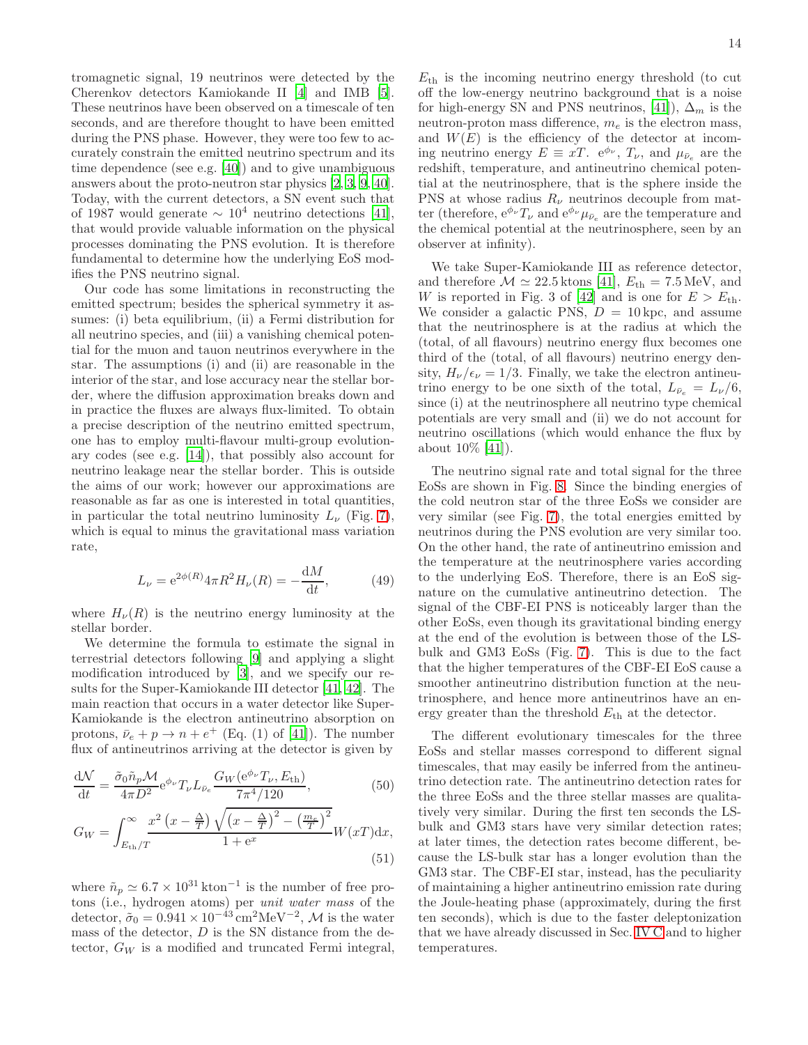tromagnetic signal, 19 neutrinos were detected by the Cherenkov detectors Kamiokande II [4] and IMB [5]. These neutrinos have been observed on a timescale of ten seconds, and are therefore thought to have been emitted during the PNS phase. However, they were too few to accurately constrain the emitted neutrino spectrum and its time dependence (see e.g. [40]) and to give unambiguous answers about the proto-neutron star physics [2, 3, 9, 40]. Today, with the current detectors, a SN event such that of 1987 would generate $\sim 10^4$ neutrino detections [41], that would provide valuable information on the physical processes dominating the PNS evolution. It is therefore fundamental to determine how the underlying EoS modifies the PNS neutrino signal.

Our code has some limitations in reconstructing the emitted spectrum; besides the spherical symmetry it assumes: (i) beta equilibrium, (ii) a Fermi distribution for all neutrino species, and (iii) a vanishing chemical potential for the muon and tauon neutrinos everywhere in the star. The assumptions (i) and (ii) are reasonable in the interior of the star, and lose accuracy near the stellar border, where the diffusion approximation breaks down and in practice the fluxes are always flux-limited. To obtain a precise description of the neutrino emitted spectrum, one has to employ multi-flavour multi-group evolutionary codes (see e.g. [14]), that possibly also account for neutrino leakage near the stellar border. This is outside the aims of our work; however our approximations are reasonable as far as one is interested in total quantities, in particular the total neutrino luminosity $L_\nu$ (Fig. 7), which is equal to minus the gravitational mass variation rate,

$$L_\nu = e^{2\phi(R)} 4\pi R^2 H_\nu(R) = -\frac{dM}{dt}, \tag{49}$$

where $H_\nu(R)$ is the neutrino energy luminosity at the stellar border.

We determine the formula to estimate the signal in terrestrial detectors following [9] and applying a slight modification introduced by [3], and we specify our results for the Super-Kamiokande III detector [41, 42]. The main reaction that occurs in a water detector like Super-Kamiokande is the electron antineutrino absorption on protons, $\bar{\nu}_e + p \to n + e^+$ (Eq. (1) of [41]). The number flux of antineutrinos arriving at the detector is given by

$$\frac{d\mathcal{N}}{dt} = \frac{\tilde{\sigma}_0 \tilde{n}_p \mathcal{M}}{4\pi D^2} e^{\phi_\nu} T_\nu L_{\bar{\nu}_e} \frac{G_W(e^{\phi_\nu} T_\nu, E_{\rm th})}{7\pi^4/120}, \tag{50}$$

$$G_W = \int_{E_{\rm th}/T}^{\infty} \frac{x^2 \left(x - \frac{\Delta}{T}\right) \sqrt{\left(x - \frac{\Delta}{T}\right)^2 - \left(\frac{m_e}{T}\right)^2}}{1 + e^x} W(xT) dx, \tag{51}$$

where $\tilde{n}_p \simeq 6.7 \times 10^{31}\,\text{kton}^{-1}$ is the number of free protons (i.e., hydrogen atoms) per *unit water mass* of the detector, $\tilde{\sigma}_0 = 0.941 \times 10^{-43}\,\text{cm}^2\text{MeV}^{-2}$, $\mathcal{M}$ is the water mass of the detector, $D$ is the SN distance from the detector, $G_W$ is a modified and truncated Fermi integral, $E_{\rm th}$ is the incoming neutrino energy threshold (to cut off the low-energy neutrino background that is a noise for high-energy SN and PNS neutrinos, [41]), $\Delta_m$ is the neutron-proton mass difference, $m_e$ is the electron mass, and $W(E)$ is the efficiency of the detector at incoming neutrino energy $E \equiv xT$. $e^{\phi_\nu}$, $T_\nu$, and $\mu_{\bar{\nu}_e}$ are the redshift, temperature, and antineutrino chemical potential at the neutrinosphere, that is the sphere inside the PNS at whose radius $R_\nu$ neutrinos decouple from matter (therefore, $e^{\phi_\nu} T_\nu$ and $e^{\phi_\nu} \mu_{\bar{\nu}_e}$ are the temperature and the chemical potential at the neutrinosphere, seen by an observer at infinity).

We take Super-Kamiokande III as reference detector, and therefore $\mathcal{M} \simeq 22.5\,\text{ktons}$ [41], $E_{\rm th} = 7.5\,\text{MeV}$, and $W$ is reported in Fig. 3 of [42] and is one for $E > E_{\rm th}$. We consider a galactic PNS, $D = 10\,\text{kpc}$, and assume that the neutrinosphere is at the radius at which the (total, of all flavours) neutrino energy flux becomes one third of the (total, of all flavours) neutrino energy density, $H_\nu/\epsilon_\nu = 1/3$. Finally, we take the electron antineutrino energy to be one sixth of the total, $L_{\bar{\nu}_e} = L_\nu/6$, since (i) at the neutrinosphere all neutrino type chemical potentials are very small and (ii) we do not account for neutrino oscillations (which would enhance the flux by about 10% [41]).

The neutrino signal rate and total signal for the three EoSs are shown in Fig. 8. Since the binding energies of the cold neutron star of the three EoSs we consider are very similar (see Fig. 7), the total energies emitted by neutrinos during the PNS evolution are very similar too. On the other hand, the rate of antineutrino emission and the temperature at the neutrinosphere varies according to the underlying EoS. Therefore, there is an EoS signature on the cumulative antineutrino detection. The signal of the CBF-EI PNS is noticeably larger than the other EoSs, even though its gravitational binding energy at the end of the evolution is between those of the LS-bulk and GM3 EoSs (Fig. 7). This is due to the fact that the higher temperatures of the CBF-EI EoS cause a smoother antineutrino distribution function at the neutrinosphere, and hence more antineutrinos have an energy greater than the threshold $E_{\rm th}$ at the detector.

The different evolutionary timescales for the three EoSs and stellar masses correspond to different signal timescales, that may easily be inferred from the antineutrino detection rate. The antineutrino detection rates for the three EoSs and the three stellar masses are qualitatively very similar. During the first ten seconds the LS-bulk and GM3 stars have very similar detection rates; at later times, the detection rates become different, because the LS-bulk star has a longer evolution than the GM3 star. The CBF-EI star, instead, has the peculiarity of maintaining a higher antineutrino emission rate during the Joule-heating phase (approximately, during the first ten seconds), which is due to the faster deleptonization that we have already discussed in Sec. IV C and to higher temperatures.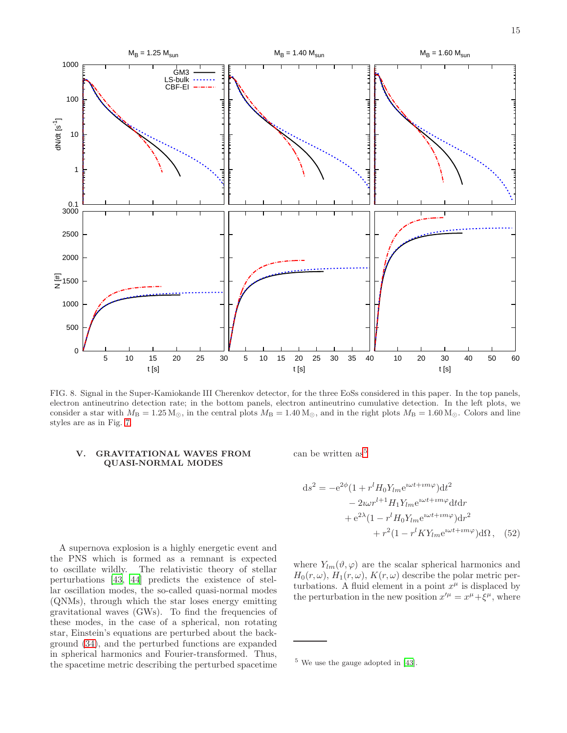FIG. 8. Signal in the Super-Kamiokande III Cherenkov detector, for the three EoSs considered in this paper. In the top panels, electron antineutrino detection rate; in the bottom panels, electron antineutrino cumulative detection. In the left plots, we consider a star with $M_{\rm B} = 1.25\,{\rm M}_\odot$, in the central plots $M_{\rm B} = 1.40\,{\rm M}_\odot$, and in the right plots $M_{\rm B} = 1.60\,{\rm M}_\odot$. Colors and line styles are as in Fig. 7.

## V. GRAVITATIONAL WAVES FROM QUASI-NORMAL MODES

A supernova explosion is a highly energetic event and the PNS which is formed as a remnant is expected to oscillate wildly. The relativistic theory of stellar perturbations [43, 44] predicts the existence of stellar oscillation modes, the so-called quasi-normal modes (QNMs), through which the star loses energy emitting gravitational waves (GWs). To find the frequencies of these modes, in the case of a spherical, non rotating star, Einstein's equations are perturbed about the background (34), and the perturbed functions are expanded in spherical harmonics and Fourier-transformed. Thus, the spacetime metric describing the perturbed spacetime can be written as[5]

$$
\begin{aligned}
{\rm d}s^2 = &-{\rm e}^{2\phi}(1 + r^l H_0 Y_{lm} {\rm e}^{\imath\omega t + \imath m\varphi}){\rm d}t^2 \\
&- 2\imath\omega r^{l+1} H_1 Y_{lm} {\rm e}^{\imath\omega t + \imath m\varphi}{\rm d}t{\rm d}r \\
&+ {\rm e}^{2\lambda}(1 - r^l H_0 Y_{lm} {\rm e}^{\imath\omega t + \imath m\varphi}){\rm d}r^2 \\
&+ r^2(1 - r^l K Y_{lm} {\rm e}^{\imath\omega t + \imath m\varphi}){\rm d}\Omega\,, \quad (52)
\end{aligned}
$$

where $Y_{lm}(\vartheta, \varphi)$ are the scalar spherical harmonics and $H_0(r, \omega)$, $H_1(r, \omega)$, $K(r, \omega)$ describe the polar metric perturbations. A fluid element in a point $x^\mu$ is displaced by the perturbation in the new position $x'^\mu = x^\mu + \xi^\mu$, where

[5] We use the gauge adopted in [43].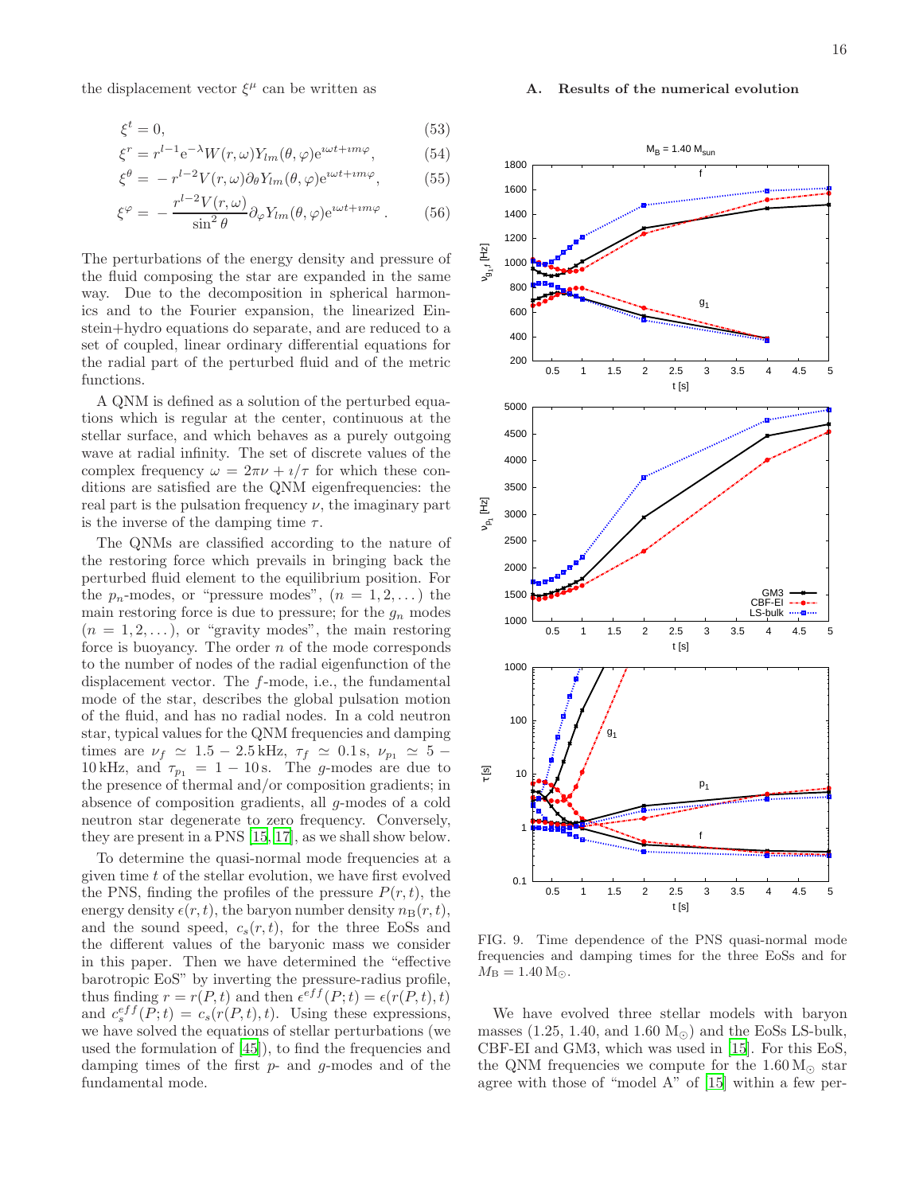the displacement vector $\xi^\mu$ can be written as

$$\xi^t = 0, \tag{53}$$

$$\xi^r = r^{l-1}e^{-\lambda}W(r,\omega)Y_{lm}(\theta,\varphi)e^{\imath\omega t+\imath m\varphi}, \tag{54}$$

$$\xi^\theta = -r^{l-2}V(r,\omega)\partial_\theta Y_{lm}(\theta,\varphi)e^{\imath\omega t+\imath m\varphi}, \tag{55}$$

$$\xi^\varphi = -\frac{r^{l-2}V(r,\omega)}{\sin^2\theta}\partial_\varphi Y_{lm}(\theta,\varphi)e^{\imath\omega t+\imath m\varphi}. \tag{56}$$

The perturbations of the energy density and pressure of the fluid composing the star are expanded in the same way. Due to the decomposition in spherical harmonics and to the Fourier expansion, the linearized Einstein+hydro equations do separate, and are reduced to a set of coupled, linear ordinary differential equations for the radial part of the perturbed fluid and of the metric functions.

A QNM is defined as a solution of the perturbed equations which is regular at the center, continuous at the stellar surface, and which behaves as a purely outgoing wave at radial infinity. The set of discrete values of the complex frequency $\omega = 2\pi\nu + \imath/\tau$ for which these conditions are satisfied are the QNM eigenfrequencies: the real part is the pulsation frequency $\nu$, the imaginary part is the inverse of the damping time $\tau$.

The QNMs are classified according to the nature of the restoring force which prevails in bringing back the perturbed fluid element to the equilibrium position. For the $p_n$-modes, or "pressure modes", ($n = 1, 2, \dots$) the main restoring force is due to pressure; for the $g_n$ modes ($n = 1, 2, \dots$), or "gravity modes", the main restoring force is buoyancy. The order $n$ of the mode corresponds to the number of nodes of the radial eigenfunction of the displacement vector. The $f$-mode, i.e., the fundamental mode of the star, describes the global pulsation motion of the fluid, and has no radial nodes. In a cold neutron star, typical values for the QNM frequencies and damping times are $\nu_f \simeq 1.5 - 2.5\,\text{kHz}$, $\tau_f \simeq 0.1\,\text{s}$, $\nu_{p_1} \simeq 5 - 10\,\text{kHz}$, and $\tau_{p_1} = 1 - 10\,\text{s}$. The $g$-modes are due to the presence of thermal and/or composition gradients; in absence of composition gradients, all $g$-modes of a cold neutron star degenerate to zero frequency. Conversely, they are present in a PNS [15, 17], as we shall show below.

To determine the quasi-normal mode frequencies at a given time $t$ of the stellar evolution, we have first evolved the PNS, finding the profiles of the pressure $P(r,t)$, the energy density $\epsilon(r,t)$, the baryon number density $n_B(r,t)$, and the sound speed, $c_s(r,t)$, for the three EoSs and the different values of the baryonic mass we consider in this paper. Then we have determined the "effective barotropic EoS" by inverting the pressure-radius profile, thus finding $r = r(P,t)$ and then $\epsilon^{eff}(P;t) = \epsilon(r(P,t),t)$ and $c_s^{eff}(P;t) = c_s(r(P,t),t)$. Using these expressions, we have solved the equations of stellar perturbations (we used the formulation of [45]), to find the frequencies and damping times of the first $p$- and $g$-modes and of the fundamental mode.

### A. Results of the numerical evolution

FIG. 9. Time dependence of the PNS quasi-normal mode frequencies and damping times for the three EoSs and for $M_B = 1.40\,\text{M}_\odot$.

We have evolved three stellar models with baryon masses (1.25, 1.40, and 1.60 $\text{M}_\odot$) and the EoSs LS-bulk, CBF-EI and GM3, which was used in [15]. For this EoS, the QNM frequencies we compute for the $1.60\,\text{M}_\odot$ star agree with those of "model A" of [15] within a few per-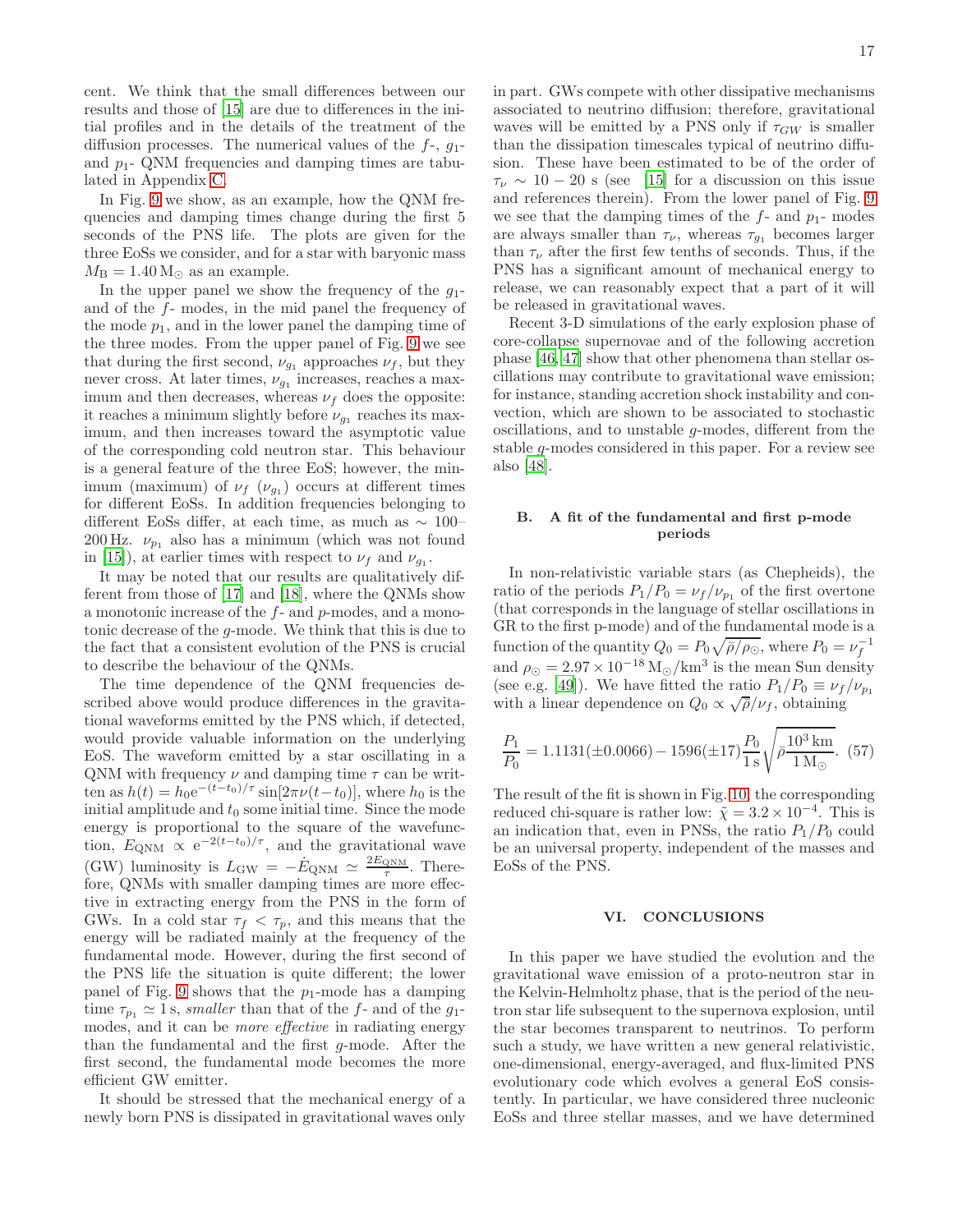cent. We think that the small differences between our results and those of [15] are due to differences in the initial profiles and in the details of the treatment of the diffusion processes. The numerical values of the $f$-, $g_1$- and $p_1$- QNM frequencies and damping times are tabulated in Appendix C.

In Fig. 9 we show, as an example, how the QNM frequencies and damping times change during the first 5 seconds of the PNS life. The plots are given for the three EoSs we consider, and for a star with baryonic mass $M_{\rm B} = 1.40\,{\rm M}_\odot$ as an example.

In the upper panel we show the frequency of the $g_1$- and of the $f$- modes, in the mid panel the frequency of the mode $p_1$, and in the lower panel the damping time of the three modes. From the upper panel of Fig. 9 we see that during the first second, $\nu_{g_1}$ approaches $\nu_f$, but they never cross. At later times, $\nu_{g_1}$ increases, reaches a maximum and then decreases, whereas $\nu_f$ does the opposite: it reaches a minimum slightly before $\nu_{g_1}$ reaches its maximum, and then increases toward the asymptotic value of the corresponding cold neutron star. This behaviour is a general feature of the three EoS; however, the minimum (maximum) of $\nu_f$ ($\nu_{g_1}$) occurs at different times for different EoSs. In addition frequencies belonging to different EoSs differ, at each time, as much as $\sim$ 100–200 Hz. $\nu_{p_1}$ also has a minimum (which was not found in [15]), at earlier times with respect to $\nu_f$ and $\nu_{g_1}$.

It may be noted that our results are qualitatively different from those of [17] and [18], where the QNMs show a monotonic increase of the $f$- and $p$-modes, and a monotonic decrease of the $g$-mode. We think that this is due to the fact that a consistent evolution of the PNS is crucial to describe the behaviour of the QNMs.

The time dependence of the QNM frequencies described above would produce differences in the gravitational waveforms emitted by the PNS which, if detected, would provide valuable information on the underlying EoS. The waveform emitted by a star oscillating in a QNM with frequency $\nu$ and damping time $\tau$ can be written as $h(t) = h_0 {\rm e}^{-(t-t_0)/\tau} \sin[2\pi\nu(t-t_0)]$, where $h_0$ is the initial amplitude and $t_0$ some initial time. Since the mode energy is proportional to the square of the wavefunction, $E_{\rm QNM} \propto {\rm e}^{-2(t-t_0)/\tau}$, and the gravitational wave (GW) luminosity is $L_{\rm GW} = -\dot{E}_{\rm QNM} \simeq \frac{2E_{\rm QNM}}{\tau}$. Therefore, QNMs with smaller damping times are more effective in extracting energy from the PNS in the form of GWs. In a cold star $\tau_f < \tau_p$, and this means that the energy will be radiated mainly at the frequency of the fundamental mode. However, during the first second of the PNS life the situation is quite different; the lower panel of Fig. 9 shows that the $p_1$-mode has a damping time $\tau_{p_1} \simeq 1$ s, *smaller* than that of the $f$- and of the $g_1$-modes, and it can be *more effective* in radiating energy than the fundamental and the first $g$-mode. After the first second, the fundamental mode becomes the more efficient GW emitter.

It should be stressed that the mechanical energy of a newly born PNS is dissipated in gravitational waves only in part. GWs compete with other dissipative mechanisms associated to neutrino diffusion; therefore, gravitational waves will be emitted by a PNS only if $\tau_{GW}$ is smaller than the dissipation timescales typical of neutrino diffusion. These have been estimated to be of the order of $\tau_\nu \sim 10-20$ s (see [15] for a discussion on this issue and references therein). From the lower panel of Fig. 9 we see that the damping times of the $f$- and $p_1$- modes are always smaller than $\tau_\nu$, whereas $\tau_{g_1}$ becomes larger than $\tau_\nu$ after the first few tenths of seconds. Thus, if the PNS has a significant amount of mechanical energy to release, we can reasonably expect that a part of it will be released in gravitational waves.

Recent 3-D simulations of the early explosion phase of core-collapse supernovae and of the following accretion phase [46, 47] show that other phenomena than stellar oscillations may contribute to gravitational wave emission; for instance, standing accretion shock instability and convection, which are shown to be associated to stochastic oscillations, and to unstable $g$-modes, different from the stable $g$-modes considered in this paper. For a review see also [48].

### B. A fit of the fundamental and first p-mode periods

In non-relativistic variable stars (as Chepheids), the ratio of the periods $P_1/P_0 = \nu_f/\nu_{p_1}$ of the first overtone (that corresponds in the language of stellar oscillations in GR to the first p-mode) and of the fundamental mode is a function of the quantity $Q_0 = P_0\sqrt{\bar{\rho}/\rho_\odot}$, where $P_0 = \nu_f^{-1}$ and $\rho_\odot = 2.97\times10^{-18}\,{\rm M}_\odot/{\rm km}^3$ is the mean Sun density (see e.g. [49]). We have fitted the ratio $P_1/P_0 \equiv \nu_f/\nu_{p_1}$ with a linear dependence on $Q_0 \propto \sqrt{\bar{\rho}}/\nu_f$, obtaining

$$\frac{P_1}{P_0} = 1.1131(\pm0.0066) - 1596(\pm17)\frac{P_0}{1\,{\rm s}}\sqrt{\bar{\rho}\frac{10^3\,{\rm km}}{1\,{\rm M}_\odot}}. \quad (57)$$

The result of the fit is shown in Fig. 10; the corresponding reduced chi-square is rather low: $\tilde{\chi} = 3.2\times10^{-4}$. This is an indication that, even in PNSs, the ratio $P_1/P_0$ could be an universal property, independent of the masses and EoSs of the PNS.

## VI. CONCLUSIONS

In this paper we have studied the evolution and the gravitational wave emission of a proto-neutron star in the Kelvin-Helmholtz phase, that is the period of the neutron star life subsequent to the supernova explosion, until the star becomes transparent to neutrinos. To perform such a study, we have written a new general relativistic, one-dimensional, energy-averaged, and flux-limited PNS evolutionary code which evolves a general EoS consistently. In particular, we have considered three nucleonic EoSs and three stellar masses, and we have determined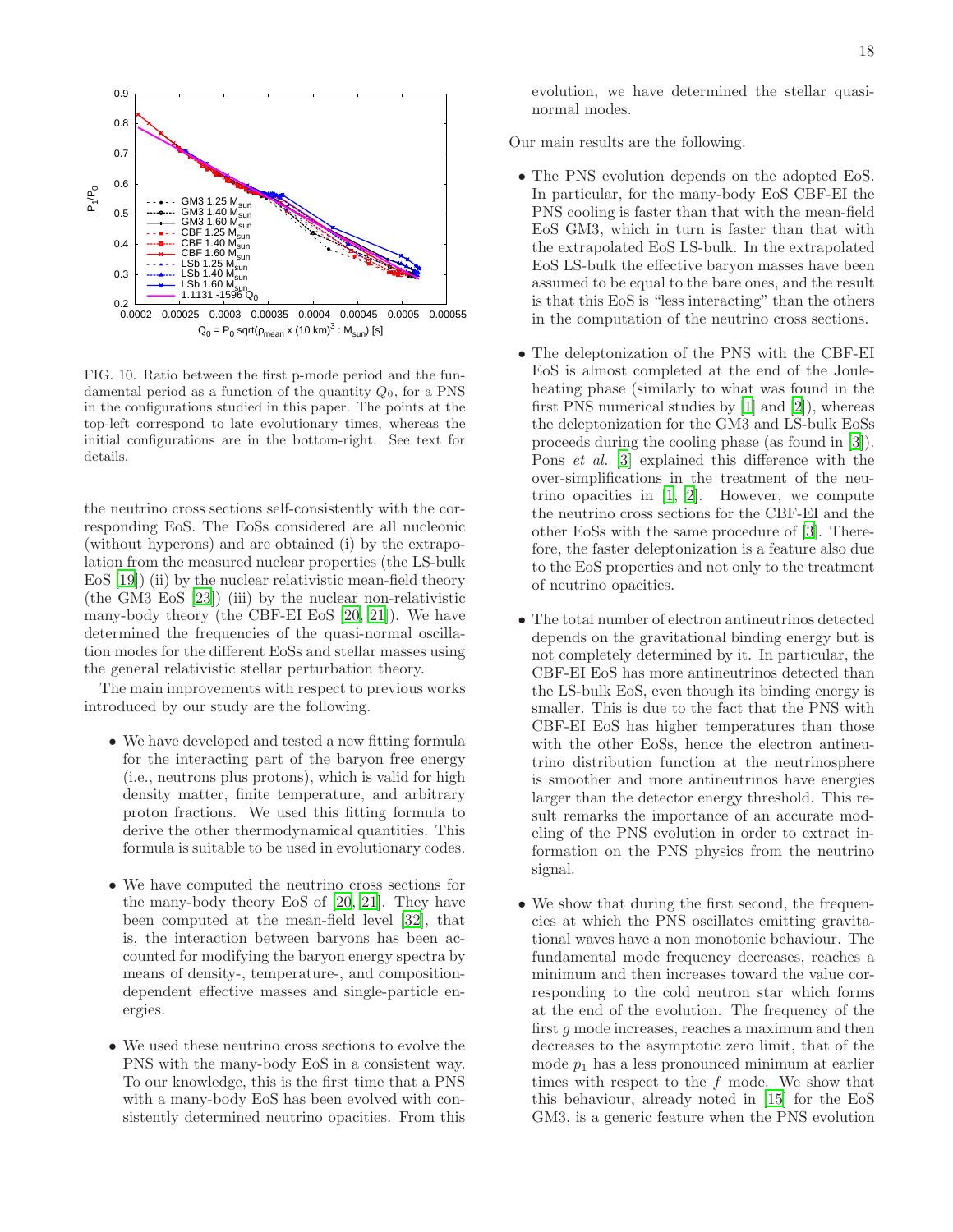FIG. 10. Ratio between the first p-mode period and the fundamental period as a function of the quantity $Q_0$, for a PNS in the configurations studied in this paper. The points at the top-left correspond to late evolutionary times, whereas the initial configurations are in the bottom-right. See text for details.

the neutrino cross sections self-consistently with the corresponding EoS. The EoSs considered are all nucleonic (without hyperons) and are obtained (i) by the extrapolation from the measured nuclear properties (the LS-bulk EoS [19]) (ii) by the nuclear relativistic mean-field theory (the GM3 EoS [23]) (iii) by the nuclear non-relativistic many-body theory (the CBF-EI EoS [20, 21]). We have determined the frequencies of the quasi-normal oscillation modes for the different EoSs and stellar masses using the general relativistic stellar perturbation theory.

The main improvements with respect to previous works introduced by our study are the following.

- We have developed and tested a new fitting formula for the interacting part of the baryon free energy (i.e., neutrons plus protons), which is valid for high density matter, finite temperature, and arbitrary proton fractions. We used this fitting formula to derive the other thermodynamical quantities. This formula is suitable to be used in evolutionary codes.

- We have computed the neutrino cross sections for the many-body theory EoS of [20, 21]. They have been computed at the mean-field level [32], that is, the interaction between baryons has been accounted for modifying the baryon energy spectra by means of density-, temperature-, and composition-dependent effective masses and single-particle energies.

- We used these neutrino cross sections to evolve the PNS with the many-body EoS in a consistent way. To our knowledge, this is the first time that a PNS with a many-body EoS has been evolved with consistently determined neutrino opacities. From this evolution, we have determined the stellar quasi-normal modes.

Our main results are the following.

- The PNS evolution depends on the adopted EoS. In particular, for the many-body EoS CBF-EI the PNS cooling is faster than that with the mean-field EoS GM3, which in turn is faster than that with the extrapolated EoS LS-bulk. In the extrapolated EoS LS-bulk the effective baryon masses have been assumed to be equal to the bare ones, and the result is that this EoS is "less interacting" than the others in the computation of the neutrino cross sections.

- The deleptonization of the PNS with the CBF-EI EoS is almost completed at the end of the Joule-heating phase (similarly to what was found in the first PNS numerical studies by [1] and [2]), whereas the deleptonization for the GM3 and LS-bulk EoSs proceeds during the cooling phase (as found in [3]). Pons *et al.* [3] explained this difference with the over-simplifications in the treatment of the neutrino opacities in [1, 2]. However, we compute the neutrino cross sections for the CBF-EI and the other EoSs with the same procedure of [3]. Therefore, the faster deleptonization is a feature also due to the EoS properties and not only to the treatment of neutrino opacities.

- The total number of electron antineutrinos detected depends on the gravitational binding energy but is not completely determined by it. In particular, the CBF-EI EoS has more antineutrinos detected than the LS-bulk EoS, even though its binding energy is smaller. This is due to the fact that the PNS with CBF-EI EoS has higher temperatures than those with the other EoSs, hence the electron antineutrino distribution function at the neutrinosphere is smoother and more antineutrinos have energies larger than the detector energy threshold. This result remarks the importance of an accurate modeling of the PNS evolution in order to extract information on the PNS physics from the neutrino signal.

- We show that during the first second, the frequencies at which the PNS oscillates emitting gravitational waves have a non monotonic behaviour. The fundamental mode frequency decreases, reaches a minimum and then increases toward the value corresponding to the cold neutron star which forms at the end of the evolution. The frequency of the first $g$ mode increases, reaches a maximum and then decreases to the asymptotic zero limit, that of the mode $p_1$ has a less pronounced minimum at earlier times with respect to the $f$ mode. We show that this behaviour, already noted in [15] for the EoS GM3, is a generic feature when the PNS evolution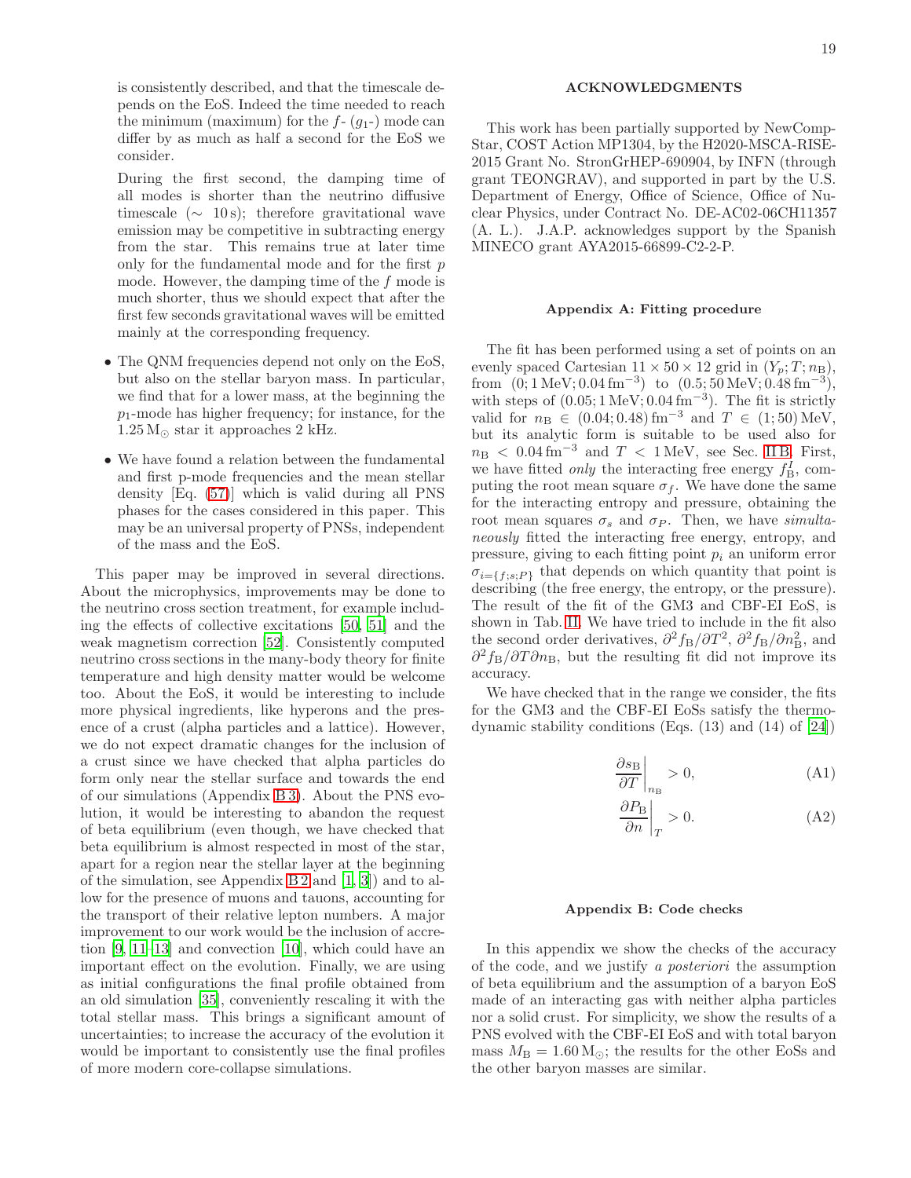is consistently described, and that the timescale depends on the EoS. Indeed the time needed to reach the minimum (maximum) for the $f$- ($g_1$-) mode can differ by as much as half a second for the EoS we consider.

During the first second, the damping time of all modes is shorter than the neutrino diffusive timescale ($\sim$ 10 s); therefore gravitational wave emission may be competitive in subtracting energy from the star. This remains true at later time only for the fundamental mode and for the first $p$ mode. However, the damping time of the $f$ mode is much shorter, thus we should expect that after the first few seconds gravitational waves will be emitted mainly at the corresponding frequency.

- The QNM frequencies depend not only on the EoS, but also on the stellar baryon mass. In particular, we find that for a lower mass, at the beginning the $p_1$-mode has higher frequency; for instance, for the $1.25\,\mathrm{M}_\odot$ star it approaches 2 kHz.
- We have found a relation between the fundamental and first p-mode frequencies and the mean stellar density [Eq. (57)] which is valid during all PNS phases for the cases considered in this paper. This may be an universal property of PNSs, independent of the mass and the EoS.

This paper may be improved in several directions. About the microphysics, improvements may be done to the neutrino cross section treatment, for example including the effects of collective excitations [50, 51] and the weak magnetism correction [52]. Consistently computed neutrino cross sections in the many-body theory for finite temperature and high density matter would be welcome too. About the EoS, it would be interesting to include more physical ingredients, like hyperons and the presence of a crust (alpha particles and a lattice). However, we do not expect dramatic changes for the inclusion of a crust since we have checked that alpha particles do form only near the stellar surface and towards the end of our simulations (Appendix B 3). About the PNS evolution, it would be interesting to abandon the request of beta equilibrium (even though, we have checked that beta equilibrium is almost respected in most of the star, apart for a region near the stellar layer at the beginning of the simulation, see Appendix B 2 and [1, 3]) and to allow for the presence of muons and tauons, accounting for the transport of their relative lepton numbers. A major improvement to our work would be the inclusion of accretion [9, 11–13] and convection [10], which could have an important effect on the evolution. Finally, we are using as initial configurations the final profile obtained from an old simulation [35], conveniently rescaling it with the total stellar mass. This brings a significant amount of uncertainties; to increase the accuracy of the evolution it would be important to consistently use the final profiles of more modern core-collapse simulations.

## ACKNOWLEDGMENTS

This work has been partially supported by NewCompStar, COST Action MP1304, by the H2020-MSCA-RISE-2015 Grant No. StronGrHEP-690904, by INFN (through grant TEONGRAV), and supported in part by the U.S. Department of Energy, Office of Science, Office of Nuclear Physics, under Contract No. DE-AC02-06CH11357 (A. L.). J.A.P. acknowledges support by the Spanish MINECO grant AYA2015-66899-C2-2-P.

## Appendix A: Fitting procedure

The fit has been performed using a set of points on an evenly spaced Cartesian $11 \times 50 \times 12$ grid in $(Y_p; T; n_\mathrm{B})$, from $(0; 1\,\mathrm{MeV}; 0.04\,\mathrm{fm}^{-3})$ to $(0.5; 50\,\mathrm{MeV}; 0.48\,\mathrm{fm}^{-3})$, with steps of $(0.05; 1\,\mathrm{MeV}; 0.04\,\mathrm{fm}^{-3})$. The fit is strictly valid for $n_\mathrm{B} \in (0.04; 0.48)\,\mathrm{fm}^{-3}$ and $T \in (1; 50)\,\mathrm{MeV}$, but its analytic form is suitable to be used also for $n_\mathrm{B} < 0.04\,\mathrm{fm}^{-3}$ and $T < 1\,\mathrm{MeV}$, see Sec. II B. First, we have fitted *only* the interacting free energy $f^I_\mathrm{B}$, computing the root mean square $\sigma_f$. We have done the same for the interacting entropy and pressure, obtaining the root mean squares $\sigma_s$ and $\sigma_P$. Then, we have *simultaneously* fitted the interacting free energy, entropy, and pressure, giving to each fitting point $p_i$ an uniform error $\sigma_{i=\{f;s;P\}}$ that depends on which quantity that point is describing (the free energy, the entropy, or the pressure). The result of the fit of the GM3 and CBF-EI EoS, is shown in Tab. II. We have tried to include in the fit also the second order derivatives, $\partial^2 f_\mathrm{B}/\partial T^2$, $\partial^2 f_\mathrm{B}/\partial n_\mathrm{B}^2$, and $\partial^2 f_\mathrm{B}/\partial T \partial n_\mathrm{B}$, but the resulting fit did not improve its accuracy.

We have checked that in the range we consider, the fits for the GM3 and the CBF-EI EoSs satisfy the thermodynamic stability conditions (Eqs. (13) and (14) of [24])

$$\left.\frac{\partial s_\mathrm{B}}{\partial T}\right|_{n_\mathrm{B}} > 0, \tag{A1}$$

$$\left.\frac{\partial P_\mathrm{B}}{\partial n}\right|_{T} > 0. \tag{A2}$$

## Appendix B: Code checks

In this appendix we show the checks of the accuracy of the code, and we justify *a posteriori* the assumption of beta equilibrium and the assumption of a baryon EoS made of an interacting gas with neither alpha particles nor a solid crust. For simplicity, we show the results of a PNS evolved with the CBF-EI EoS and with total baryon mass $M_\mathrm{B} = 1.60\,\mathrm{M}_\odot$; the results for the other EoSs and the other baryon masses are similar.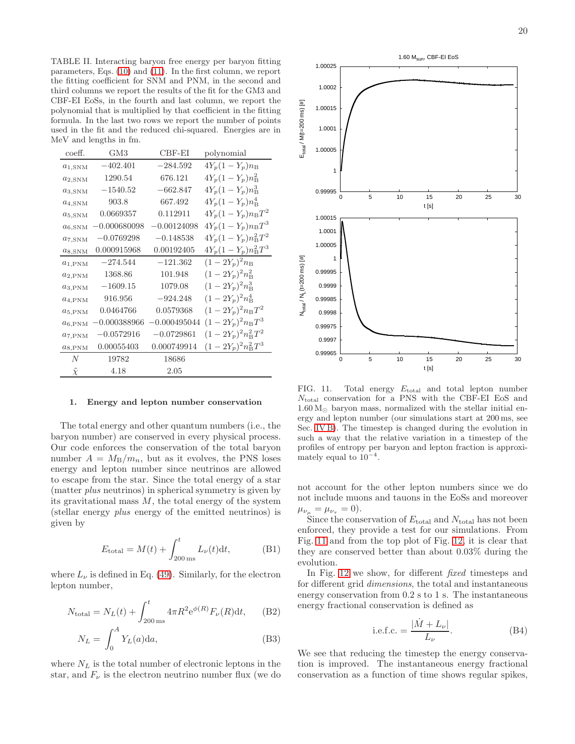TABLE II. Interacting baryon free energy per baryon fitting parameters, Eqs. (10) and (11). In the first column, we report the fitting coefficient for SNM and PNM, in the second and third columns we report the results of the fit for the GM3 and CBF-EI EoSs, in the fourth and last column, we report the polynomial that is multiplied by that coefficient in the fitting formula. In the last two rows we report the number of points used in the fit and the reduced chi-squared. Energies are in MeV and lengths in fm.

| coeff. | GM3 | CBF-EI | polynomial |
|---|---|---|---|
| $a_{1,\mathrm{SNM}}$ | $-402.401$ | $-284.592$ | $4Y_p(1-Y_p)n_\mathrm{B}$ |
| $a_{2,\mathrm{SNM}}$ | 1290.54 | 676.121 | $4Y_p(1-Y_p)n_\mathrm{B}^2$ |
| $a_{3,\mathrm{SNM}}$ | $-1540.52$ | $-662.847$ | $4Y_p(1-Y_p)n_\mathrm{B}^3$ |
| $a_{4,\mathrm{SNM}}$ | 903.8 | 667.492 | $4Y_p(1-Y_p)n_\mathrm{B}^4$ |
| $a_{5,\mathrm{SNM}}$ | 0.0669357 | 0.112911 | $4Y_p(1-Y_p)n_\mathrm{B}T^2$ |
| $a_{6,\mathrm{SNM}}$ | $-0.000680098$ | $-0.00124098$ | $4Y_p(1-Y_p)n_\mathrm{B}T^3$ |
| $a_{7,\mathrm{SNM}}$ | $-0.0769298$ | $-0.148538$ | $4Y_p(1-Y_p)n_\mathrm{B}^2T^2$ |
| $a_{8,\mathrm{SNM}}$ | 0.000915968 | 0.00192405 | $4Y_p(1-Y_p)n_\mathrm{B}^2T^3$ |
| $a_{1,\mathrm{PNM}}$ | $-274.544$ | $-121.362$ | $(1-2Y_p)^2n_\mathrm{B}$ |
| $a_{2,\mathrm{PNM}}$ | 1368.86 | 101.948 | $(1-2Y_p)^2n_\mathrm{B}^2$ |
| $a_{3,\mathrm{PNM}}$ | $-1609.15$ | 1079.08 | $(1-2Y_p)^2n_\mathrm{B}^3$ |
| $a_{4,\mathrm{PNM}}$ | 916.956 | $-924.248$ | $(1-2Y_p)^2n_\mathrm{B}^4$ |
| $a_{5,\mathrm{PNM}}$ | 0.0464766 | 0.0579368 | $(1-2Y_p)^2n_\mathrm{B}T^2$ |
| $a_{6,\mathrm{PNM}}$ | $-0.000388966$ | $-0.000495044$ | $(1-2Y_p)^2n_\mathrm{B}T^3$ |
| $a_{7,\mathrm{PNM}}$ | $-0.0572916$ | $-0.0729861$ | $(1-2Y_p)^2n_\mathrm{B}^2T^2$ |
| $a_{8,\mathrm{PNM}}$ | 0.00055403 | 0.000749914 | $(1-2Y_p)^2n_\mathrm{B}^2T^3$ |
| $N$ | 19782 | 18686 | |
| $\tilde{\chi}$ | 4.18 | 2.05 | |

### 1. Energy and lepton number conservation

The total energy and other quantum numbers (i.e., the baryon number) are conserved in every physical process. Our code enforces the conservation of the total baryon number $A = M_\mathrm{B}/m_n$, but as it evolves, the PNS loses energy and lepton number since neutrinos are allowed to escape from the star. Since the total energy of a star (matter *plus* neutrinos) in spherical symmetry is given by its gravitational mass $M$, the total energy of the system (stellar energy *plus* energy of the emitted neutrinos) is given by

$$E_\mathrm{total} = M(t) + \int_{200\,\mathrm{ms}}^{t} L_\nu(t)\mathrm{d}t, \tag{B1}$$

where $L_\nu$ is defined in Eq. (49). Similarly, for the electron lepton number,

$$N_\mathrm{total} = N_L(t) + \int_{200\,\mathrm{ms}}^{t} 4\pi R^2 \mathrm{e}^{\phi(R)} F_\nu(R)\mathrm{d}t, \tag{B2}$$

$$N_L = \int_0^A Y_L(a)\mathrm{d}a, \tag{B3}$$

where $N_L$ is the total number of electronic leptons in the star, and $F_\nu$ is the electron neutrino number flux (we do not account for the other lepton numbers since we do not include muons and tauons in the EoSs and moreover $\mu_{\nu_\mu} = \mu_{\nu_\tau} = 0$).

FIG. 11. Total energy $E_\mathrm{total}$ and total lepton number $N_\mathrm{total}$ conservation for a PNS with the CBF-EI EoS and $1.60\,\mathrm{M}_\odot$ baryon mass, normalized with the stellar initial energy and lepton number (our simulations start at 200 ms, see Sec. IV B). The timestep is changed during the evolution in such a way that the relative variation in a timestep of the profiles of entropy per baryon and lepton fraction is approximately equal to $10^{-4}$.

Since the conservation of $E_\mathrm{total}$ and $N_\mathrm{total}$ has not been enforced, they provide a test for our simulations. From Fig. 11 and from the top plot of Fig. 12, it is clear that they are conserved better than about 0.03% during the evolution.

In Fig. 12 we show, for different *fixed* timesteps and for different grid *dimensions*, the total and instantaneous energy conservation from 0.2 s to 1 s. The instantaneous energy fractional conservation is defined as

$$\text{i.e.f.c.} = \frac{|\dot{M} + L_\nu|}{L_\nu}. \tag{B4}$$

We see that reducing the timestep the energy conservation is improved. The instantaneous energy fractional conservation as a function of time shows regular spikes,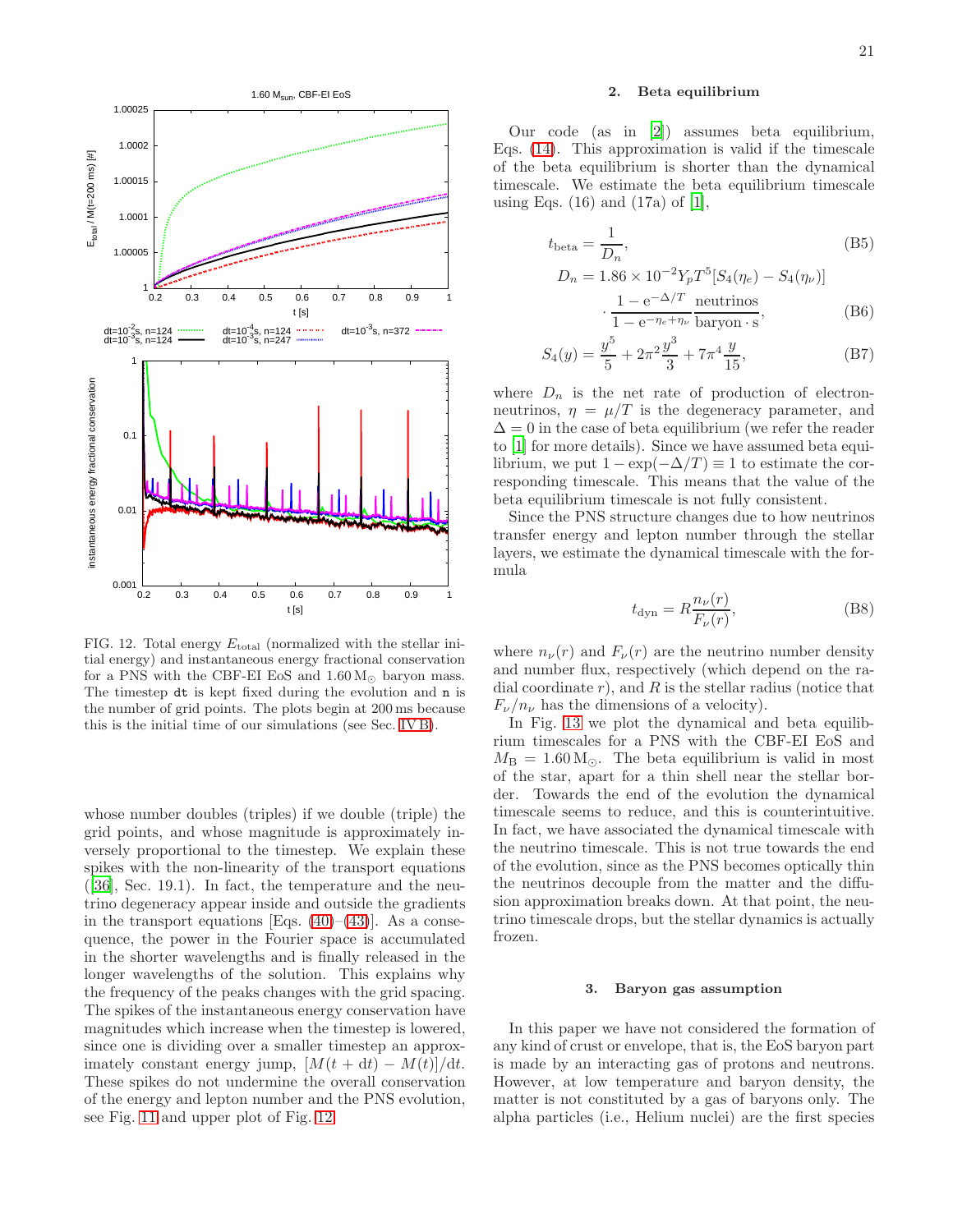FIG. 12. Total energy $E_{\rm total}$ (normalized with the stellar initial energy) and instantaneous energy fractional conservation for a PNS with the CBF-EI EoS and $1.60\,{\rm M}_\odot$ baryon mass. The timestep `dt` is kept fixed during the evolution and `n` is the number of grid points. The plots begin at 200 ms because this is the initial time of our simulations (see Sec. IV B).

whose number doubles (triples) if we double (triple) the grid points, and whose magnitude is approximately inversely proportional to the timestep. We explain these spikes with the non-linearity of the transport equations ([36], Sec. 19.1). In fact, the temperature and the neutrino degeneracy appear inside and outside the gradients in the transport equations [Eqs. (40)–(43)]. As a consequence, the power in the Fourier space is accumulated in the shorter wavelengths and is finally released in the longer wavelengths of the solution. This explains why the frequency of the peaks changes with the grid spacing. The spikes of the instantaneous energy conservation have magnitudes which increase when the timestep is lowered, since one is dividing over a smaller timestep an approximately constant energy jump, $[M(t + {\rm d}t) - M(t)]/{\rm d}t$. These spikes do not undermine the overall conservation of the energy and lepton number and the PNS evolution, see Fig. 11 and upper plot of Fig. 12.

### 2. Beta equilibrium

Our code (as in [2]) assumes beta equilibrium, Eqs. (14). This approximation is valid if the timescale of the beta equilibrium is shorter than the dynamical timescale. We estimate the beta equilibrium timescale using Eqs. (16) and (17a) of [1],

$$t_{\rm beta} = \frac{1}{D_n}, \tag{B5}$$

$$D_n = 1.86 \times 10^{-2} Y_p T^5 [S_4(\eta_e) - S_4(\eta_\nu)] \cdot \frac{1 - {\rm e}^{-\Delta/T}}{1 - {\rm e}^{-\eta_e + \eta_\nu}} \frac{\rm neutrinos}{\rm baryon \cdot s}, \tag{B6}$$

$$S_4(y) = \frac{y^5}{5} + 2\pi^2 \frac{y^3}{3} + 7\pi^4 \frac{y}{15}, \tag{B7}$$

where $D_n$ is the net rate of production of electron-neutrinos, $\eta = \mu/T$ is the degeneracy parameter, and $\Delta = 0$ in the case of beta equilibrium (we refer the reader to [1] for more details). Since we have assumed beta equilibrium, we put $1 - \exp(-\Delta/T) \equiv 1$ to estimate the corresponding timescale. This means that the value of the beta equilibrium timescale is not fully consistent.

Since the PNS structure changes due to how neutrinos transfer energy and lepton number through the stellar layers, we estimate the dynamical timescale with the formula

$$t_{\rm dyn} = R \frac{n_\nu(r)}{F_\nu(r)}, \tag{B8}$$

where $n_\nu(r)$ and $F_\nu(r)$ are the neutrino number density and number flux, respectively (which depend on the radial coordinate $r$), and $R$ is the stellar radius (notice that $F_\nu/n_\nu$ has the dimensions of a velocity).

In Fig. 13 we plot the dynamical and beta equilibrium timescales for a PNS with the CBF-EI EoS and $M_{\rm B} = 1.60\,{\rm M}_\odot$. The beta equilibrium is valid in most of the star, apart for a thin shell near the stellar border. Towards the end of the evolution the dynamical timescale seems to reduce, and this is counterintuitive. In fact, we have associated the dynamical timescale with the neutrino timescale. This is not true towards the end of the evolution, since as the PNS becomes optically thin the neutrinos decouple from the matter and the diffusion approximation breaks down. At that point, the neutrino timescale drops, but the stellar dynamics is actually frozen.

### 3. Baryon gas assumption

In this paper we have not considered the formation of any kind of crust or envelope, that is, the EoS baryon part is made by an interacting gas of protons and neutrons. However, at low temperature and baryon density, the matter is not constituted by a gas of baryons only. The alpha particles (i.e., Helium nuclei) are the first species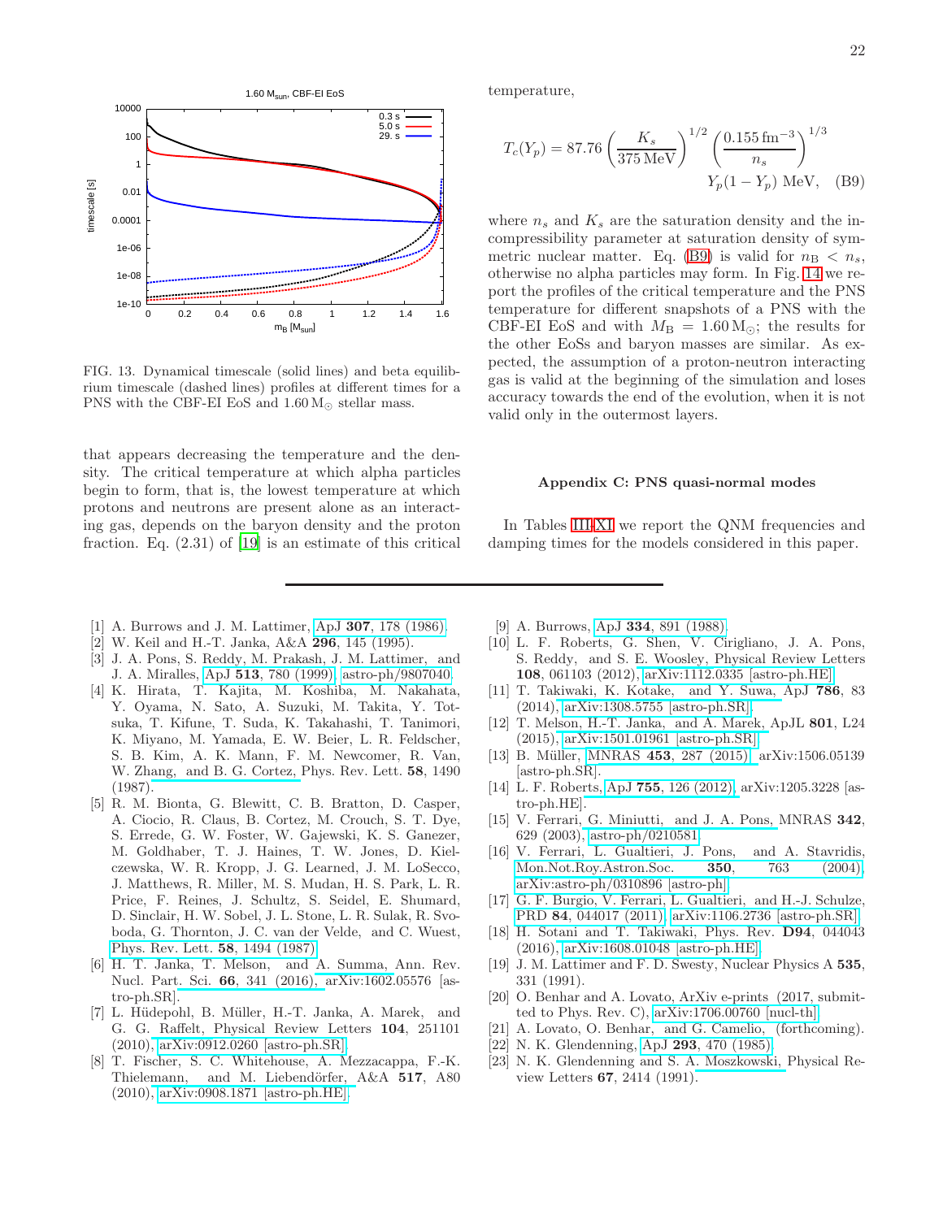FIG. 13. Dynamical timescale (solid lines) and beta equilibrium timescale (dashed lines) profiles at different times for a PNS with the CBF-EI EoS and $1.60\,M_\odot$ stellar mass.

that appears decreasing the temperature and the density. The critical temperature at which alpha particles begin to form, that is, the lowest temperature at which protons and neutrons are present alone as an interacting gas, depends on the baryon density and the proton fraction. Eq. (2.31) of [19] is an estimate of this critical temperature,

$$T_c(Y_p) = 87.76 \left(\frac{K_s}{375\,\mathrm{MeV}}\right)^{1/2} \left(\frac{0.155\,\mathrm{fm}^{-3}}{n_s}\right)^{1/3} Y_p(1-Y_p)\ \mathrm{MeV}, \quad \text{(B9)}$$

where $n_s$ and $K_s$ are the saturation density and the incompressibility parameter at saturation density of symmetric nuclear matter. Eq. (B9) is valid for $n_\mathrm{B} < n_s$, otherwise no alpha particles may form. In Fig. 14 we report the profiles of the critical temperature and the PNS temperature for different snapshots of a PNS with the CBF-EI EoS and with $M_\mathrm{B} = 1.60\,\mathrm{M}_\odot$; the results for the other EoSs and baryon masses are similar. As expected, the assumption of a proton-neutron interacting gas is valid at the beginning of the simulation and loses accuracy towards the end of the evolution, when it is not valid only in the outermost layers.

## Appendix C: PNS quasi-normal modes

In Tables III-XI we report the QNM frequencies and damping times for the models considered in this paper.

---

[1] A. Burrows and J. M. Lattimer, ApJ **307**, 178 (1986).
[2] W. Keil and H.-T. Janka, A&A **296**, 145 (1995).
[3] J. A. Pons, S. Reddy, M. Prakash, J. M. Lattimer, and J. A. Miralles, ApJ **513**, 780 (1999), astro-ph/9807040.
[4] K. Hirata, T. Kajita, M. Koshiba, M. Nakahata, Y. Oyama, N. Sato, A. Suzuki, M. Takita, Y. Totsuka, T. Kifune, T. Suda, K. Takahashi, T. Tanimori, K. Miyano, M. Yamada, E. W. Beier, L. R. Feldscher, S. B. Kim, A. K. Mann, F. M. Newcomer, R. Van, W. Zhang, and B. G. Cortez, Phys. Rev. Lett. **58**, 1490 (1987).
[5] R. M. Bionta, G. Blewitt, C. B. Bratton, D. Casper, A. Ciocio, R. Claus, B. Cortez, M. Crouch, S. T. Dye, S. Errede, G. W. Foster, W. Gajewski, K. S. Ganezer, M. Goldhaber, T. J. Haines, T. W. Jones, D. Kielczewska, W. R. Kropp, J. G. Learned, J. M. LoSecco, J. Matthews, R. Miller, M. S. Mudan, H. S. Park, L. R. Price, F. Reines, J. Schultz, S. Seidel, E. Shumard, D. Sinclair, H. W. Sobel, J. L. Stone, L. R. Sulak, R. Svoboda, G. Thornton, J. C. van der Velde, and C. Wuest, Phys. Rev. Lett. **58**, 1494 (1987).
[6] H. T. Janka, T. Melson, and A. Summa, Ann. Rev. Nucl. Part. Sci. **66**, 341 (2016), arXiv:1602.05576 [astro-ph.SR].
[7] L. Hüdepohl, B. Müller, H.-T. Janka, A. Marek, and G. G. Raffelt, Physical Review Letters **104**, 251101 (2010), arXiv:0912.0260 [astro-ph.SR].
[8] T. Fischer, S. C. Whitehouse, A. Mezzacappa, F.-K. Thielemann, and M. Liebendörfer, A&A **517**, A80 (2010), arXiv:0908.1871 [astro-ph.HE].
[9] A. Burrows, ApJ **334**, 891 (1988).
[10] L. F. Roberts, G. Shen, V. Cirigliano, J. A. Pons, S. Reddy, and S. E. Woosley, Physical Review Letters **108**, 061103 (2012), arXiv:1112.0335 [astro-ph.HE].
[11] T. Takiwaki, K. Kotake, and Y. Suwa, ApJ **786**, 83 (2014), arXiv:1308.5755 [astro-ph.SR].
[12] T. Melson, H.-T. Janka, and A. Marek, ApJL **801**, L24 (2015), arXiv:1501.01961 [astro-ph.SR].
[13] B. Müller, MNRAS **453**, 287 (2015), arXiv:1506.05139 [astro-ph.SR].
[14] L. F. Roberts, ApJ **755**, 126 (2012), arXiv:1205.3228 [astro-ph.HE].
[15] V. Ferrari, G. Miniutti, and J. A. Pons, MNRAS **342**, 629 (2003), astro-ph/0210581.
[16] V. Ferrari, L. Gualtieri, J. Pons, and A. Stavridis, Mon.Not.Roy.Astron.Soc. **350**, 763 (2004), arXiv:astro-ph/0310896 [astro-ph].
[17] G. F. Burgio, V. Ferrari, L. Gualtieri, and H.-J. Schulze, PRD **84**, 044017 (2011), arXiv:1106.2736 [astro-ph.SR].
[18] H. Sotani and T. Takiwaki, Phys. Rev. **D94**, 044043 (2016), arXiv:1608.01048 [astro-ph.HE].
[19] J. M. Lattimer and F. D. Swesty, Nuclear Physics A **535**, 331 (1991).
[20] O. Benhar and A. Lovato, ArXiv e-prints (2017, submitted to Phys. Rev. C), arXiv:1706.00760 [nucl-th].
[21] A. Lovato, O. Benhar, and G. Camelio, (forthcoming).
[22] N. K. Glendenning, ApJ **293**, 470 (1985).
[23] N. K. Glendenning and S. A. Moszkowski, Physical Review Letters **67**, 2414 (1991).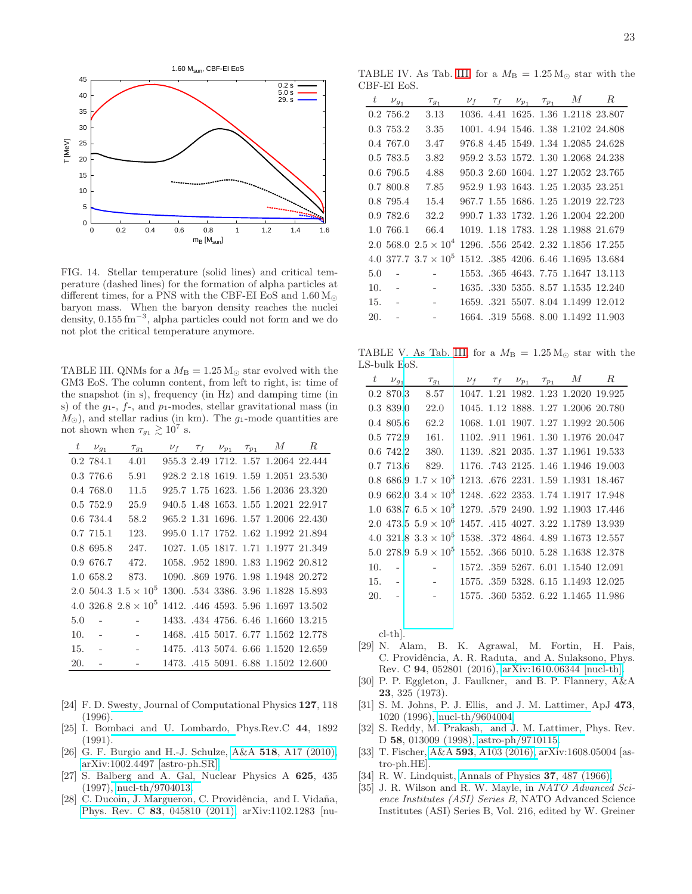FIG. 14. Stellar temperature (solid lines) and critical temperature (dashed lines) for the formation of alpha particles at different times, for a PNS with the CBF-EI EoS and $1.60\,\mathrm{M}_\odot$ baryon mass. When the baryon density reaches the nuclei density, $0.155\,\mathrm{fm}^{-3}$, alpha particles could not form and we do not plot the critical temperature anymore.

TABLE III. QNMs for a $M_\mathrm{B} = 1.25\,\mathrm{M}_\odot$ star evolved with the GM3 EoS. The column content, from left to right, is: time of the snapshot (in s), frequency (in Hz) and damping time (in s) of the $g_1$-, $f$-, and $p_1$-modes, stellar gravitational mass (in $M_\odot$), and stellar radius (in km). The $g_1$-mode quantities are not shown when $\tau_{g_1} \gtrsim 10^7$ s.

| $t$ | $\nu_{g_1}$ | $\tau_{g_1}$ | $\nu_f$ | $\tau_f$ | $\nu_{p_1}$ | $\tau_{p_1}$ | $M$ | $R$ |
|---|---|---|---|---|---|---|---|---|
| 0.2 | 784.1 | 4.01 | 955.3 | 2.49 | 1712. | 1.57 | 1.2064 | 22.444 |
| 0.3 | 776.6 | 5.91 | 928.2 | 2.18 | 1619. | 1.59 | 1.2051 | 23.530 |
| 0.4 | 768.0 | 11.5 | 925.7 | 1.75 | 1623. | 1.56 | 1.2036 | 23.320 |
| 0.5 | 752.9 | 25.9 | 940.5 | 1.48 | 1653. | 1.55 | 1.2021 | 22.917 |
| 0.6 | 734.4 | 58.2 | 965.2 | 1.31 | 1696. | 1.57 | 1.2006 | 22.430 |
| 0.7 | 715.1 | 123. | 995.0 | 1.17 | 1752. | 1.62 | 1.1992 | 21.894 |
| 0.8 | 695.8 | 247. | 1027. | 1.05 | 1817. | 1.71 | 1.1977 | 21.349 |
| 0.9 | 676.7 | 472. | 1058. | .952 | 1890. | 1.83 | 1.1962 | 20.812 |
| 1.0 | 658.2 | 873. | 1090. | .869 | 1976. | 1.98 | 1.1948 | 20.272 |
| 2.0 | 504.3 | $1.5 \times 10^5$ | 1300. | .534 | 3386. | 3.96 | 1.1828 | 15.893 |
| 4.0 | 326.8 | $2.8 \times 10^5$ | 1412. | .446 | 4593. | 5.96 | 1.1697 | 13.502 |
| 5.0 | - | - | 1433. | .434 | 4756. | 6.46 | 1.1660 | 13.215 |
| 10. | - | - | 1468. | .415 | 5017. | 6.77 | 1.1562 | 12.778 |
| 15. | - | - | 1475. | .413 | 5074. | 6.66 | 1.1520 | 12.659 |
| 20. | - | - | 1473. | .415 | 5091. | 6.88 | 1.1502 | 12.600 |

TABLE IV. As Tab. III for a $M_\mathrm{B} = 1.25\,\mathrm{M}_\odot$ star with the CBF-EI EoS.

| $t$ | $\nu_{g_1}$ | $\tau_{g_1}$ | $\nu_f$ | $\tau_f$ | $\nu_{p_1}$ | $\tau_{p_1}$ | $M$ | $R$ |
|---|---|---|---|---|---|---|---|---|
| 0.2 | 756.2 | 3.13 | 1036. | 4.41 | 1625. | 1.36 | 1.2118 | 23.807 |
| 0.3 | 753.2 | 3.35 | 1001. | 4.94 | 1546. | 1.38 | 1.2102 | 24.808 |
| 0.4 | 767.0 | 3.47 | 976.8 | 4.45 | 1549. | 1.34 | 1.2085 | 24.628 |
| 0.5 | 783.5 | 3.82 | 959.2 | 3.53 | 1572. | 1.30 | 1.2068 | 24.238 |
| 0.6 | 796.5 | 4.88 | 950.3 | 2.60 | 1604. | 1.27 | 1.2052 | 23.765 |
| 0.7 | 800.8 | 7.85 | 952.9 | 1.93 | 1643. | 1.25 | 1.2035 | 23.251 |
| 0.8 | 795.4 | 15.4 | 967.7 | 1.55 | 1686. | 1.25 | 1.2019 | 22.723 |
| 0.9 | 782.6 | 32.2 | 990.7 | 1.33 | 1732. | 1.26 | 1.2004 | 22.200 |
| 1.0 | 766.1 | 66.4 | 1019. | 1.18 | 1783. | 1.28 | 1.1988 | 21.679 |
| 2.0 | 568.0 | $2.5 \times 10^4$ | 1296. | .556 | 2542. | 2.32 | 1.1856 | 17.255 |
| 4.0 | 377.7 | $3.7 \times 10^5$ | 1512. | .385 | 4206. | 6.46 | 1.1695 | 13.684 |
| 5.0 | - | - | 1553. | .365 | 4643. | 7.75 | 1.1647 | 13.113 |
| 10. | - | - | 1635. | .330 | 5355. | 8.57 | 1.1535 | 12.240 |
| 15. | - | - | 1659. | .321 | 5507. | 8.04 | 1.1499 | 12.012 |
| 20. | - | - | 1664. | .319 | 5568. | 8.00 | 1.1492 | 11.903 |

TABLE V. As Tab. III for a $M_\mathrm{B} = 1.25\,\mathrm{M}_\odot$ star with the LS-bulk EoS.

| $t$ | $\nu_{g_1}$ | $\tau_{g_1}$ | $\nu_f$ | $\tau_f$ | $\nu_{p_1}$ | $\tau_{p_1}$ | $M$ | $R$ |
|---|---|---|---|---|---|---|---|---|
| 0.2 | 870.3 | 8.57 | 1047. | 1.21 | 1982. | 1.23 | 1.2020 | 19.925 |
| 0.3 | 839.0 | 22.0 | 1045. | 1.12 | 1888. | 1.27 | 1.2006 | 20.780 |
| 0.4 | 805.6 | 62.2 | 1068. | 1.01 | 1907. | 1.27 | 1.1992 | 20.506 |
| 0.5 | 772.9 | 161. | 1102. | .911 | 1961. | 1.30 | 1.1976 | 20.047 |
| 0.6 | 742.2 | 380. | 1139. | .821 | 2035. | 1.37 | 1.1961 | 19.533 |
| 0.7 | 713.6 | 829. | 1176. | .743 | 2125. | 1.46 | 1.1946 | 19.003 |
| 0.8 | 686.9 | $1.7 \times 10^3$ | 1213. | .676 | 2231. | 1.59 | 1.1931 | 18.467 |
| 0.9 | 662.0 | $3.4 \times 10^3$ | 1248. | .622 | 2353. | 1.74 | 1.1917 | 17.948 |
| 1.0 | 638.7 | $6.5 \times 10^3$ | 1279. | .579 | 2490. | 1.92 | 1.1903 | 17.446 |
| 2.0 | 473.5 | $5.9 \times 10^6$ | 1457. | .415 | 4027. | 3.22 | 1.1789 | 13.939 |
| 4.0 | 321.8 | $3.3 \times 10^5$ | 1538. | .372 | 4864. | 4.89 | 1.1673 | 12.557 |
| 5.0 | 278.9 | $5.9 \times 10^5$ | 1552. | .366 | 5010. | 5.28 | 1.1638 | 12.378 |
| 10. | - | - | 1572. | .359 | 5267. | 6.01 | 1.1540 | 12.091 |
| 15. | - | - | 1575. | .359 | 5328. | 6.15 | 1.1493 | 12.025 |
| 20. | - | - | 1575. | .360 | 5352. | 6.22 | 1.1465 | 11.986 |

[24] F. D. Swesty, Journal of Computational Physics **127**, 118 (1996).

[25] I. Bombaci and U. Lombardo, Phys.Rev.C **44**, 1892 (1991).

[26] G. F. Burgio and H.-J. Schulze, A&A **518**, A17 (2010), arXiv:1002.4497 [astro-ph.SR].

[27] S. Balberg and A. Gal, Nuclear Physics A **625**, 435 (1997), nucl-th/9704013.

[28] C. Ducoin, J. Margueron, C. Providência, and I. Vidaña, Phys. Rev. C **83**, 045810 (2011), arXiv:1102.1283 [nucl-th].

[29] N. Alam, B. K. Agrawal, M. Fortin, H. Pais, C. Providência, A. R. Raduta, and A. Sulaksono, Phys. Rev. C **94**, 052801 (2016), arXiv:1610.06344 [nucl-th].

[30] P. P. Eggleton, J. Faulkner, and B. P. Flannery, A&A **23**, 325 (1973).

[31] S. M. Johns, P. J. Ellis, and J. M. Lattimer, ApJ **473**, 1020 (1996), nucl-th/9604004.

[32] S. Reddy, M. Prakash, and J. M. Lattimer, Phys. Rev. D **58**, 013009 (1998), astro-ph/9710115.

[33] T. Fischer, A&A **593**, A103 (2016), arXiv:1608.05004 [astro-ph.HE].

[34] R. W. Lindquist, Annals of Physics **37**, 487 (1966).

[35] J. R. Wilson and R. W. Mayle, in *NATO Advanced Science Institutes (ASI) Series B*, NATO Advanced Science Institutes (ASI) Series B, Vol. 216, edited by W. Greiner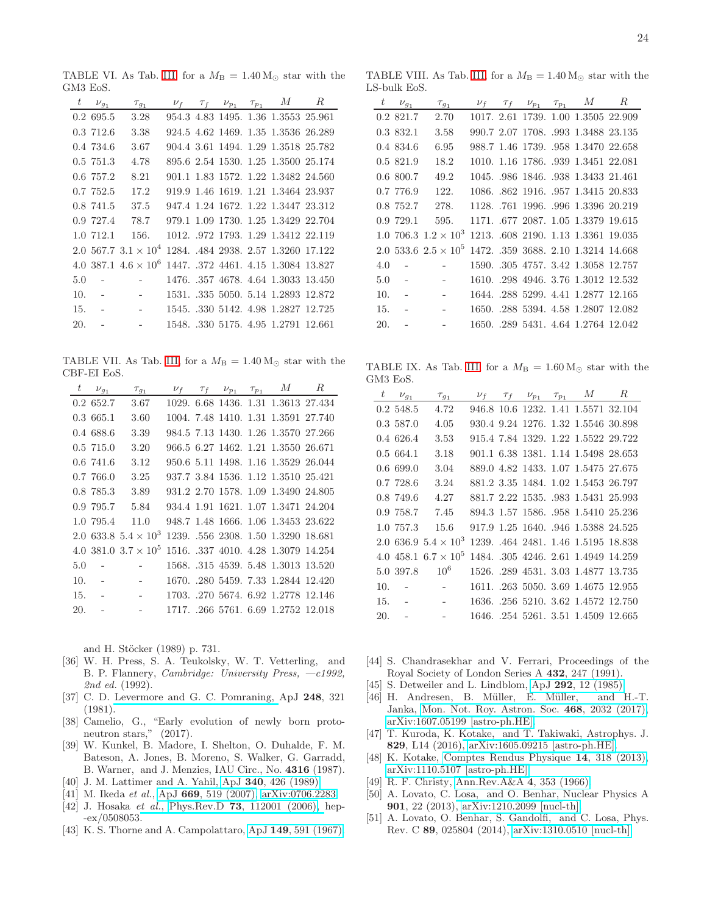TABLE VI. As Tab. III for a $M_B = 1.40\,M_\odot$ star with the GM3 EoS.

| $t$ | $\nu_{g_1}$ | $\tau_{g_1}$ | $\nu_f$ | $\tau_f$ | $\nu_{p_1}$ | $\tau_{p_1}$ | $M$ | $R$ |
|---|---|---|---|---|---|---|---|---|
| 0.2 | 695.5 | 3.28 | 954.3 | 4.83 | 1495. | 1.36 | 1.3553 | 25.961 |
| 0.3 | 712.6 | 3.38 | 924.5 | 4.62 | 1469. | 1.35 | 1.3536 | 26.289 |
| 0.4 | 734.6 | 3.67 | 904.4 | 3.61 | 1494. | 1.29 | 1.3518 | 25.782 |
| 0.5 | 751.3 | 4.78 | 895.6 | 2.54 | 1530. | 1.25 | 1.3500 | 25.174 |
| 0.6 | 757.2 | 8.21 | 901.1 | 1.83 | 1572. | 1.22 | 1.3482 | 24.560 |
| 0.7 | 752.5 | 17.2 | 919.9 | 1.46 | 1619. | 1.21 | 1.3464 | 23.937 |
| 0.8 | 741.5 | 37.5 | 947.4 | 1.24 | 1672. | 1.22 | 1.3447 | 23.312 |
| 0.9 | 727.4 | 78.7 | 979.1 | 1.09 | 1730. | 1.25 | 1.3429 | 22.704 |
| 1.0 | 712.1 | 156. | 1012. | .972 | 1793. | 1.29 | 1.3412 | 22.119 |
| 2.0 | 567.7 | $3.1 \times 10^4$ | 1284. | .484 | 2938. | 2.57 | 1.3260 | 17.122 |
| 4.0 | 387.1 | $4.6 \times 10^6$ | 1447. | .372 | 4461. | 4.15 | 1.3084 | 13.827 |
| 5.0 | - | - | 1476. | .357 | 4678. | 4.64 | 1.3033 | 13.450 |
| 10. | - | - | 1531. | .335 | 5050. | 5.14 | 1.2893 | 12.872 |
| 15. | - | - | 1545. | .330 | 5142. | 4.98 | 1.2827 | 12.725 |
| 20. | - | - | 1548. | .330 | 5175. | 4.95 | 1.2791 | 12.661 |

TABLE VII. As Tab. III for a $M_B = 1.40\,M_\odot$ star with the CBF-EI EoS.

| $t$ | $\nu_{g_1}$ | $\tau_{g_1}$ | $\nu_f$ | $\tau_f$ | $\nu_{p_1}$ | $\tau_{p_1}$ | $M$ | $R$ |
|---|---|---|---|---|---|---|---|---|
| 0.2 | 652.7 | 3.67 | 1029. | 6.68 | 1436. | 1.31 | 1.3613 | 27.434 |
| 0.3 | 665.1 | 3.60 | 1004. | 7.48 | 1410. | 1.31 | 1.3591 | 27.740 |
| 0.4 | 688.6 | 3.39 | 984.5 | 7.13 | 1430. | 1.26 | 1.3570 | 27.266 |
| 0.5 | 715.0 | 3.20 | 966.5 | 6.27 | 1462. | 1.21 | 1.3550 | 26.671 |
| 0.6 | 741.6 | 3.12 | 950.6 | 5.11 | 1498. | 1.16 | 1.3529 | 26.044 |
| 0.7 | 766.0 | 3.25 | 937.7 | 3.84 | 1536. | 1.12 | 1.3510 | 25.421 |
| 0.8 | 785.3 | 3.89 | 931.2 | 2.70 | 1578. | 1.09 | 1.3490 | 24.805 |
| 0.9 | 795.7 | 5.84 | 934.4 | 1.91 | 1621. | 1.07 | 1.3471 | 24.204 |
| 1.0 | 795.4 | 11.0 | 948.7 | 1.48 | 1666. | 1.06 | 1.3453 | 23.622 |
| 2.0 | 633.8 | $5.4 \times 10^3$ | 1239. | .556 | 2308. | 1.50 | 1.3290 | 18.681 |
| 4.0 | 381.0 | $3.7 \times 10^5$ | 1516. | .337 | 4010. | 4.28 | 1.3079 | 14.254 |
| 5.0 | - | - | 1568. | .315 | 4539. | 5.48 | 1.3013 | 13.520 |
| 10. | - | - | 1670. | .280 | 5459. | 7.33 | 1.2844 | 12.420 |
| 15. | - | - | 1703. | .270 | 5674. | 6.92 | 1.2778 | 12.146 |
| 20. | - | - | 1717. | .266 | 5761. | 6.69 | 1.2752 | 12.018 |

TABLE VIII. As Tab. III for a $M_B = 1.40\,M_\odot$ star with the LS-bulk EoS.

| $t$ | $\nu_{g_1}$ | $\tau_{g_1}$ | $\nu_f$ | $\tau_f$ | $\nu_{p_1}$ | $\tau_{p_1}$ | $M$ | $R$ |
|---|---|---|---|---|---|---|---|---|
| 0.2 | 821.7 | 2.70 | 1017. | 2.61 | 1739. | 1.00 | 1.3505 | 22.909 |
| 0.3 | 832.1 | 3.58 | 990.7 | 2.07 | 1708. | .993 | 1.3488 | 23.135 |
| 0.4 | 834.6 | 6.95 | 988.7 | 1.46 | 1739. | .958 | 1.3470 | 22.658 |
| 0.5 | 821.9 | 18.2 | 1010. | 1.16 | 1786. | .939 | 1.3451 | 22.081 |
| 0.6 | 800.7 | 49.2 | 1045. | .986 | 1846. | .938 | 1.3433 | 21.461 |
| 0.7 | 776.9 | 122. | 1086. | .862 | 1916. | .957 | 1.3415 | 20.833 |
| 0.8 | 752.7 | 278. | 1128. | .761 | 1996. | .996 | 1.3396 | 20.219 |
| 0.9 | 729.1 | 595. | 1171. | .677 | 2087. | 1.05 | 1.3379 | 19.615 |
| 1.0 | 706.3 | $1.2 \times 10^3$ | 1213. | .608 | 2190. | 1.13 | 1.3361 | 19.035 |
| 2.0 | 533.6 | $2.5 \times 10^5$ | 1472. | .359 | 3688. | 2.10 | 1.3214 | 14.668 |
| 4.0 | - | - | 1590. | .305 | 4757. | 3.42 | 1.3058 | 12.757 |
| 5.0 | - | - | 1610. | .298 | 4946. | 3.76 | 1.3012 | 12.532 |
| 10. | - | - | 1644. | .288 | 5299. | 4.41 | 1.2877 | 12.165 |
| 15. | - | - | 1650. | .288 | 5394. | 4.58 | 1.2807 | 12.082 |
| 20. | - | - | 1650. | .289 | 5431. | 4.64 | 1.2764 | 12.042 |

TABLE IX. As Tab. III for a $M_B = 1.60\,M_\odot$ star with the GM3 EoS.

| $t$ | $\nu_{g_1}$ | $\tau_{g_1}$ | $\nu_f$ | $\tau_f$ | $\nu_{p_1}$ | $\tau_{p_1}$ | $M$ | $R$ |
|---|---|---|---|---|---|---|---|---|
| 0.2 | 548.5 | 4.72 | 946.8 | 10.6 | 1232. | 1.41 | 1.5571 | 32.104 |
| 0.3 | 587.0 | 4.05 | 930.4 | 9.24 | 1276. | 1.32 | 1.5546 | 30.898 |
| 0.4 | 626.4 | 3.53 | 915.4 | 7.84 | 1329. | 1.22 | 1.5522 | 29.722 |
| 0.5 | 664.1 | 3.18 | 901.1 | 6.38 | 1381. | 1.14 | 1.5498 | 28.653 |
| 0.6 | 699.0 | 3.04 | 889.0 | 4.82 | 1433. | 1.07 | 1.5475 | 27.675 |
| 0.7 | 728.6 | 3.24 | 881.2 | 3.35 | 1484. | 1.02 | 1.5453 | 26.797 |
| 0.8 | 749.6 | 4.27 | 881.7 | 2.22 | 1535. | .983 | 1.5431 | 25.993 |
| 0.9 | 758.7 | 7.45 | 894.3 | 1.57 | 1586. | .958 | 1.5410 | 25.236 |
| 1.0 | 757.3 | 15.6 | 917.9 | 1.25 | 1640. | .946 | 1.5388 | 24.525 |
| 2.0 | 636.9 | $5.4 \times 10^3$ | 1239. | .464 | 2481. | 1.46 | 1.5195 | 18.838 |
| 4.0 | 458.1 | $6.7 \times 10^5$ | 1484. | .305 | 4246. | 2.61 | 1.4949 | 14.259 |
| 5.0 | 397.8 | $10^6$ | 1526. | .289 | 4531. | 3.03 | 1.4877 | 13.735 |
| 10. | - | - | 1611. | .263 | 5050. | 3.69 | 1.4675 | 12.955 |
| 15. | - | - | 1636. | .256 | 5210. | 3.62 | 1.4572 | 12.750 |
| 20. | - | - | 1646. | .254 | 5261. | 3.51 | 1.4509 | 12.665 |

and H. Stöcker (1989) p. 731.

[36] W. H. Press, S. A. Teukolsky, W. T. Vetterling, and B. P. Flannery, *Cambridge: University Press, —c1992, 2nd ed.* (1992).

[37] C. D. Levermore and G. C. Pomraning, ApJ **248**, 321 (1981).

[38] Camelio, G., "Early evolution of newly born proto-neutron stars," (2017).

[39] W. Kunkel, B. Madore, I. Shelton, O. Duhalde, F. M. Bateson, A. Jones, B. Moreno, S. Walker, G. Garradd, B. Warner, and J. Menzies, IAU Circ., No. **4316** (1987).

[40] J. M. Lattimer and A. Yahil, ApJ **340**, 426 (1989).

[41] M. Ikeda *et al.*, ApJ **669**, 519 (2007), arXiv:0706.2283.

[42] J. Hosaka *et al.*, Phys.Rev.D **73**, 112001 (2006), hep-ex/0508053.

[43] K. S. Thorne and A. Campolattaro, ApJ **149**, 591 (1967).

[44] S. Chandrasekhar and V. Ferrari, Proceedings of the Royal Society of London Series A **432**, 247 (1991).

[45] S. Detweiler and L. Lindblom, ApJ **292**, 12 (1985).

[46] H. Andresen, B. Müller, E. Müller, and H.-T. Janka, Mon. Not. Roy. Astron. Soc. **468**, 2032 (2017), arXiv:1607.05199 [astro-ph.HE].

[47] T. Kuroda, K. Kotake, and T. Takiwaki, Astrophys. J. **829**, L14 (2016), arXiv:1605.09215 [astro-ph.HE].

[48] K. Kotake, Comptes Rendus Physique **14**, 318 (2013), arXiv:1110.5107 [astro-ph.HE].

[49] R. F. Christy, Ann.Rev.A&A **4**, 353 (1966).

[50] A. Lovato, C. Losa, and O. Benhar, Nuclear Physics A **901**, 22 (2013), arXiv:1210.2099 [nucl-th].

[51] A. Lovato, O. Benhar, S. Gandolfi, and C. Losa, Phys. Rev. C **89**, 025804 (2014), arXiv:1310.0510 [nucl-th].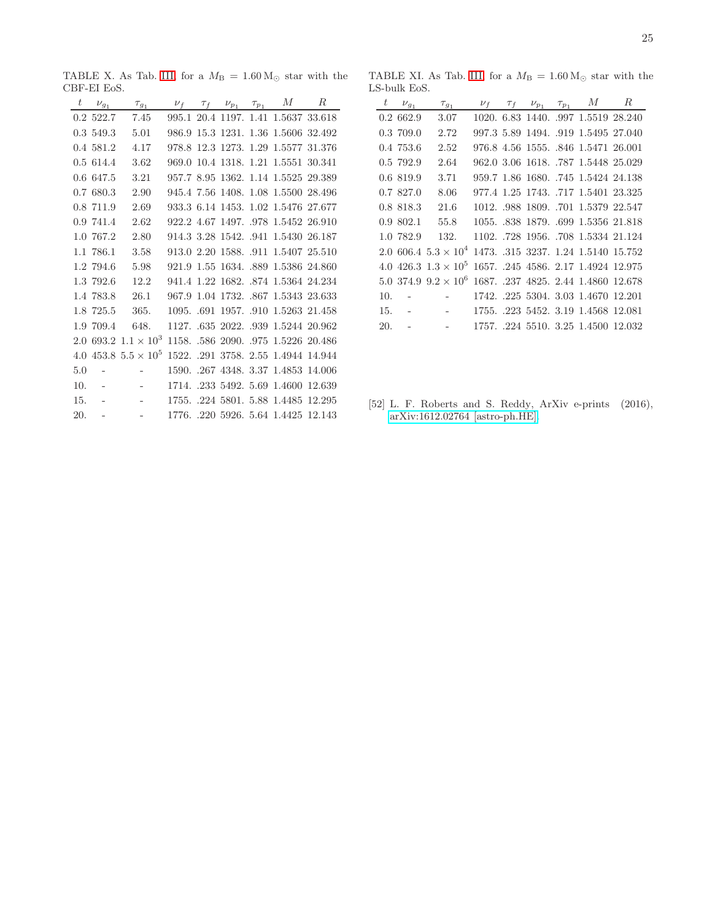TABLE X. As Tab. III for a $M_\mathrm{B} = 1.60\,\mathrm{M}_\odot$ star with the CBF-EI EoS.

| $t$ | $\nu_{g_1}$ | $\tau_{g_1}$ | $\nu_f$ | $\tau_f$ | $\nu_{p_1}$ | $\tau_{p_1}$ | $M$ | $R$ |
|---|---|---|---|---|---|---|---|---|
| 0.2 | 522.7 | 7.45 | 995.1 | 20.4 | 1197. | 1.41 | 1.5637 | 33.618 |
| 0.3 | 549.3 | 5.01 | 986.9 | 15.3 | 1231. | 1.36 | 1.5606 | 32.492 |
| 0.4 | 581.2 | 4.17 | 978.8 | 12.3 | 1273. | 1.29 | 1.5577 | 31.376 |
| 0.5 | 614.4 | 3.62 | 969.0 | 10.4 | 1318. | 1.21 | 1.5551 | 30.341 |
| 0.6 | 647.5 | 3.21 | 957.7 | 8.95 | 1362. | 1.14 | 1.5525 | 29.389 |
| 0.7 | 680.3 | 2.90 | 945.4 | 7.56 | 1408. | 1.08 | 1.5500 | 28.496 |
| 0.8 | 711.9 | 2.69 | 933.3 | 6.14 | 1453. | 1.02 | 1.5476 | 27.677 |
| 0.9 | 741.4 | 2.62 | 922.2 | 4.67 | 1497. | .978 | 1.5452 | 26.910 |
| 1.0 | 767.2 | 2.80 | 914.3 | 3.28 | 1542. | .941 | 1.5430 | 26.187 |
| 1.1 | 786.1 | 3.58 | 913.0 | 2.20 | 1588. | .911 | 1.5407 | 25.510 |
| 1.2 | 794.6 | 5.98 | 921.9 | 1.55 | 1634. | .889 | 1.5386 | 24.860 |
| 1.3 | 792.6 | 12.2 | 941.4 | 1.22 | 1682. | .874 | 1.5364 | 24.234 |
| 1.4 | 783.8 | 26.1 | 967.9 | 1.04 | 1732. | .867 | 1.5343 | 23.633 |
| 1.8 | 725.5 | 365. | 1095. | .691 | 1957. | .910 | 1.5263 | 21.458 |
| 1.9 | 709.4 | 648. | 1127. | .635 | 2022. | .939 | 1.5244 | 20.962 |
| 2.0 | 693.2 | $1.1\times10^3$ | 1158. | .586 | 2090. | .975 | 1.5226 | 20.486 |
| 4.0 | 453.8 | $5.5\times10^5$ | 1522. | .291 | 3758. | 2.55 | 1.4944 | 14.944 |
| 5.0 | - | - | 1590. | .267 | 4348. | 3.37 | 1.4853 | 14.006 |
| 10. | - | - | 1714. | .233 | 5492. | 5.69 | 1.4600 | 12.639 |
| 15. | - | - | 1755. | .224 | 5801. | 5.88 | 1.4485 | 12.295 |
| 20. | - | - | 1776. | .220 | 5926. | 5.64 | 1.4425 | 12.143 |

TABLE XI. As Tab. III for a $M_\mathrm{B} = 1.60\,\mathrm{M}_\odot$ star with the LS-bulk EoS.

| $t$ | $\nu_{g_1}$ | $\tau_{g_1}$ | $\nu_f$ | $\tau_f$ | $\nu_{p_1}$ | $\tau_{p_1}$ | $M$ | $R$ |
|---|---|---|---|---|---|---|---|---|
| 0.2 | 662.9 | 3.07 | 1020. | 6.83 | 1440. | .997 | 1.5519 | 28.240 |
| 0.3 | 709.0 | 2.72 | 997.3 | 5.89 | 1494. | .919 | 1.5495 | 27.040 |
| 0.4 | 753.6 | 2.52 | 976.8 | 4.56 | 1555. | .846 | 1.5471 | 26.001 |
| 0.5 | 792.9 | 2.64 | 962.0 | 3.06 | 1618. | .787 | 1.5448 | 25.029 |
| 0.6 | 819.9 | 3.71 | 959.7 | 1.86 | 1680. | .745 | 1.5424 | 24.138 |
| 0.7 | 827.0 | 8.06 | 977.4 | 1.25 | 1743. | .717 | 1.5401 | 23.325 |
| 0.8 | 818.3 | 21.6 | 1012. | .988 | 1809. | .701 | 1.5379 | 22.547 |
| 0.9 | 802.1 | 55.8 | 1055. | .838 | 1879. | .699 | 1.5356 | 21.818 |
| 1.0 | 782.9 | 132. | 1102. | .728 | 1956. | .708 | 1.5334 | 21.124 |
| 2.0 | 606.4 | $5.3\times10^4$ | 1473. | .315 | 3237. | 1.24 | 1.5140 | 15.752 |
| 4.0 | 426.3 | $1.3\times10^5$ | 1657. | .245 | 4586. | 2.17 | 1.4924 | 12.975 |
| 5.0 | 374.9 | $9.2\times10^6$ | 1687. | .237 | 4825. | 2.44 | 1.4860 | 12.678 |
| 10. | - | - | 1742. | .225 | 5304. | 3.03 | 1.4670 | 12.201 |
| 15. | - | - | 1755. | .223 | 5452. | 3.19 | 1.4568 | 12.081 |
| 20. | - | - | 1757. | .224 | 5510. | 3.25 | 1.4500 | 12.032 |

[52] L. F. Roberts and S. Reddy, ArXiv e-prints (2016), arXiv:1612.02764 [astro-ph.HE].